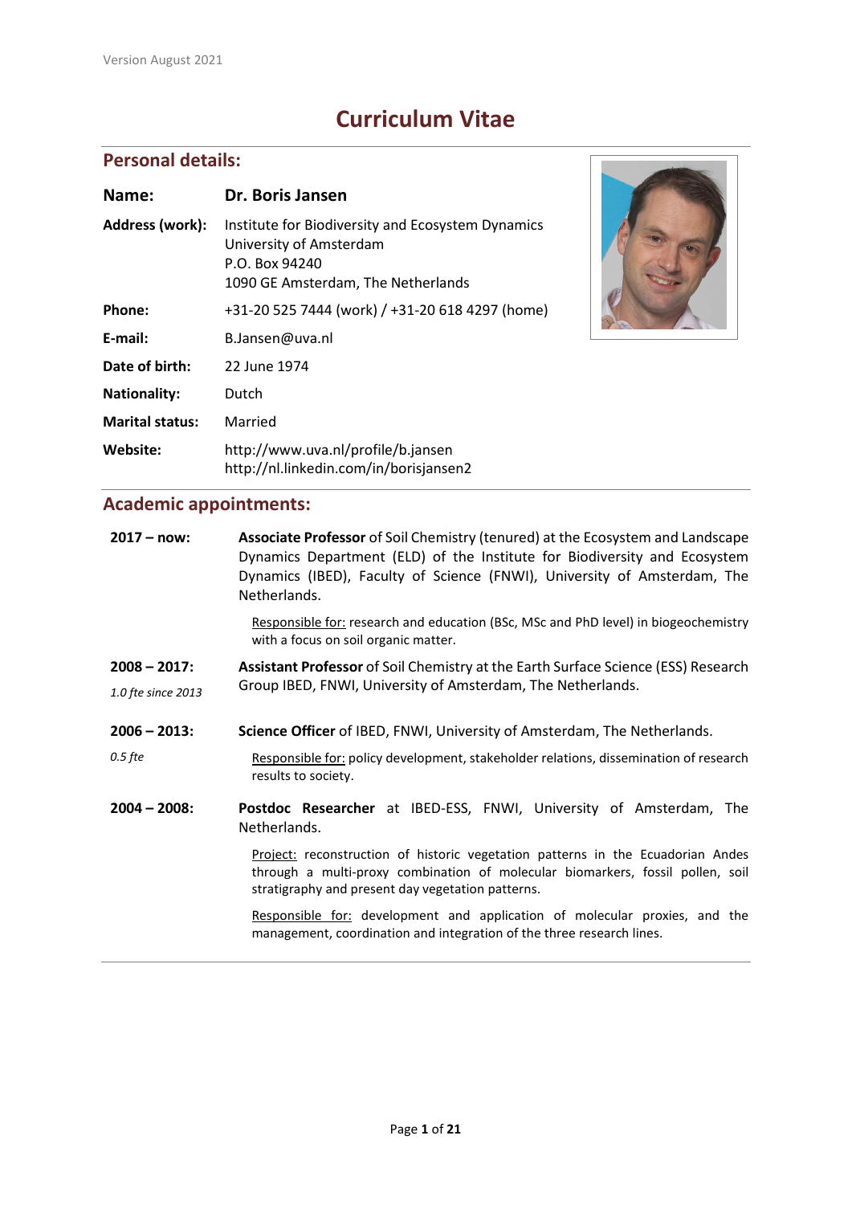Version August 2021

# Curriculum Vitae

## Personal details:

| | |
|---|---|
| **Name:** | **Dr. Boris Jansen** |
| **Address (work):** | Institute for Biodiversity and Ecosystem Dynamics<br>University of Amsterdam<br>P.O. Box 94240<br>1090 GE Amsterdam, The Netherlands |
| **Phone:** | +31-20 525 7444 (work) / +31-20 618 4297 (home) |
| **E-mail:** | B.Jansen@uva.nl |
| **Date of birth:** | 22 June 1974 |
| **Nationality:** | Dutch |
| **Marital status:** | Married |
| **Website:** | http://www.uva.nl/profile/b.jansen<br>http://nl.linkedin.com/in/borisjansen2 |

## Academic appointments:

**2017 – now:**

**Associate Professor** of Soil Chemistry (tenured) at the Ecosystem and Landscape Dynamics Department (ELD) of the Institute for Biodiversity and Ecosystem Dynamics (IBED), Faculty of Science (FNWI), University of Amsterdam, The Netherlands.

Responsible for: research and education (BSc, MSc and PhD level) in biogeochemistry with a focus on soil organic matter.

**2008 – 2017:**
*1.0 fte since 2013*

**Assistant Professor** of Soil Chemistry at the Earth Surface Science (ESS) Research Group IBED, FNWI, University of Amsterdam, The Netherlands.

**2006 – 2013:**
*0.5 fte*

**Science Officer** of IBED, FNWI, University of Amsterdam, The Netherlands.

Responsible for: policy development, stakeholder relations, dissemination of research results to society.

**2004 – 2008:**

**Postdoc Researcher** at IBED-ESS, FNWI, University of Amsterdam, The Netherlands.

Project: reconstruction of historic vegetation patterns in the Ecuadorian Andes through a multi-proxy combination of molecular biomarkers, fossil pollen, soil stratigraphy and present day vegetation patterns.

Responsible for: development and application of molecular proxies, and the management, coordination and integration of the three research lines.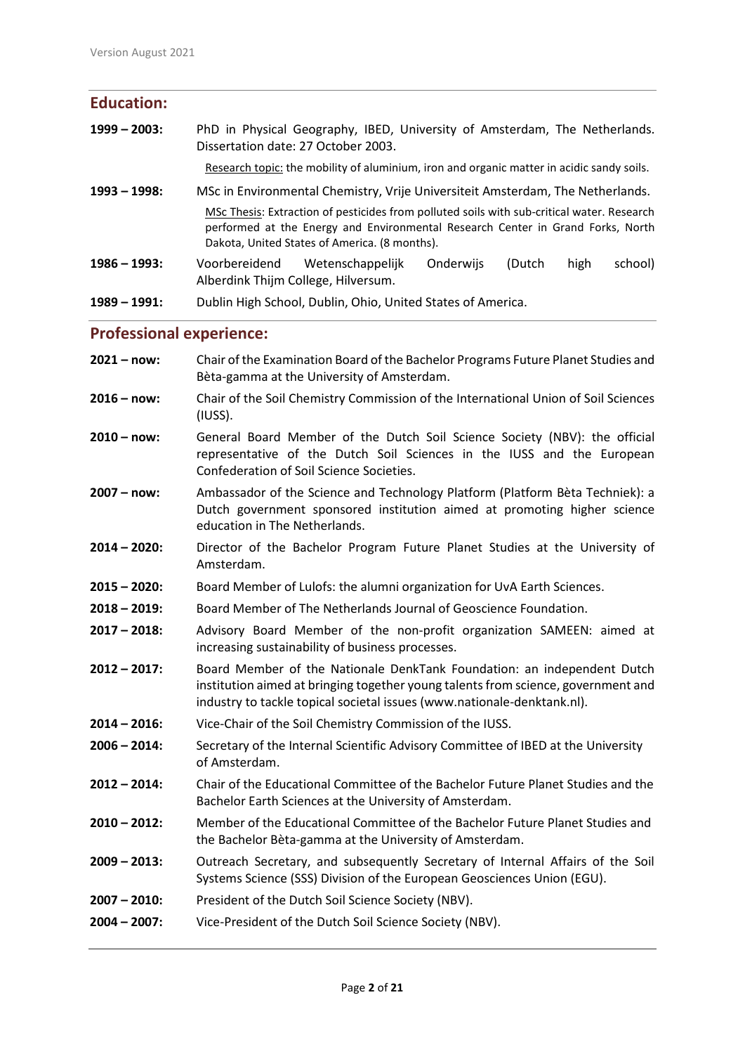## Education:

**1999 – 2003:** PhD in Physical Geography, IBED, University of Amsterdam, The Netherlands. Dissertation date: 27 October 2003.

Research topic: the mobility of aluminium, iron and organic matter in acidic sandy soils.

**1993 – 1998:** MSc in Environmental Chemistry, Vrije Universiteit Amsterdam, The Netherlands.

MSc Thesis: Extraction of pesticides from polluted soils with sub-critical water. Research performed at the Energy and Environmental Research Center in Grand Forks, North Dakota, United States of America. (8 months).

**1986 – 1993:** Voorbereidend Wetenschappelijk Onderwijs (Dutch high school) Alberdink Thijm College, Hilversum.

**1989 – 1991:** Dublin High School, Dublin, Ohio, United States of America.

## Professional experience:

**2021 – now:** Chair of the Examination Board of the Bachelor Programs Future Planet Studies and Bèta-gamma at the University of Amsterdam.

**2016 – now:** Chair of the Soil Chemistry Commission of the International Union of Soil Sciences (IUSS).

**2010 – now:** General Board Member of the Dutch Soil Science Society (NBV): the official representative of the Dutch Soil Sciences in the IUSS and the European Confederation of Soil Science Societies.

**2007 – now:** Ambassador of the Science and Technology Platform (Platform Bèta Techniek): a Dutch government sponsored institution aimed at promoting higher science education in The Netherlands.

**2014 – 2020:** Director of the Bachelor Program Future Planet Studies at the University of Amsterdam.

**2015 – 2020:** Board Member of Lulofs: the alumni organization for UvA Earth Sciences.

**2018 – 2019:** Board Member of The Netherlands Journal of Geoscience Foundation.

**2017 – 2018:** Advisory Board Member of the non-profit organization SAMEEN: aimed at increasing sustainability of business processes.

**2012 – 2017:** Board Member of the Nationale DenkTank Foundation: an independent Dutch institution aimed at bringing together young talents from science, government and industry to tackle topical societal issues (www.nationale-denktank.nl).

**2014 – 2016:** Vice-Chair of the Soil Chemistry Commission of the IUSS.

**2006 – 2014:** Secretary of the Internal Scientific Advisory Committee of IBED at the University of Amsterdam.

**2012 – 2014:** Chair of the Educational Committee of the Bachelor Future Planet Studies and the Bachelor Earth Sciences at the University of Amsterdam.

**2010 – 2012:** Member of the Educational Committee of the Bachelor Future Planet Studies and the Bachelor Bèta-gamma at the University of Amsterdam.

**2009 – 2013:** Outreach Secretary, and subsequently Secretary of Internal Affairs of the Soil Systems Science (SSS) Division of the European Geosciences Union (EGU).

**2007 – 2010:** President of the Dutch Soil Science Society (NBV).

**2004 – 2007:** Vice-President of the Dutch Soil Science Society (NBV).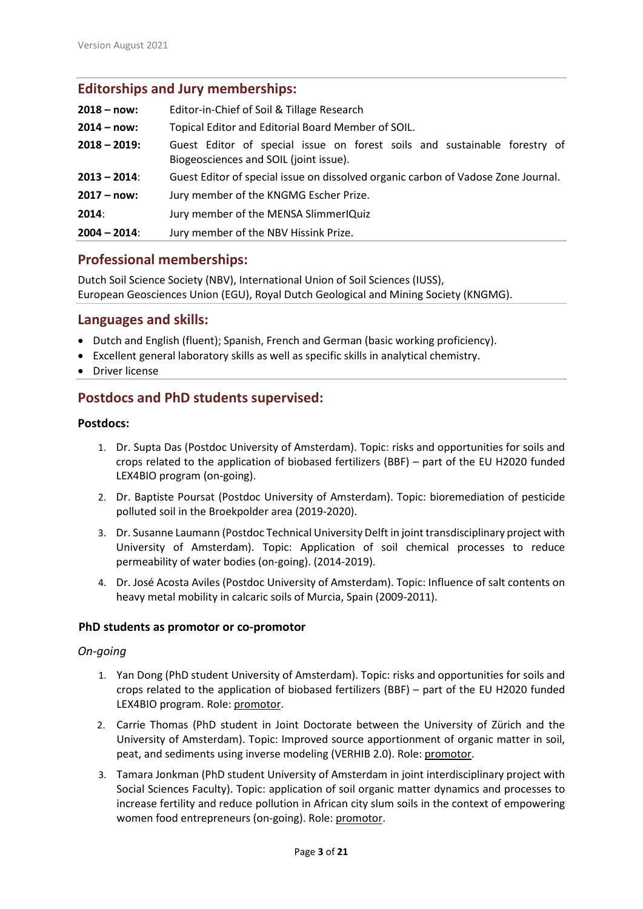## Editorships and Jury memberships:

| | |
|---|---|
| **2018 – now:** | Editor-in-Chief of Soil & Tillage Research |
| **2014 – now:** | Topical Editor and Editorial Board Member of SOIL. |
| **2018 – 2019:** | Guest Editor of special issue on forest soils and sustainable forestry of Biogeosciences and SOIL (joint issue). |
| **2013 – 2014**: | Guest Editor of special issue on dissolved organic carbon of Vadose Zone Journal. |
| **2017 – now:** | Jury member of the KNGMG Escher Prize. |
| **2014**: | Jury member of the MENSA SlimmerIQuiz |
| **2004 – 2014**: | Jury member of the NBV Hissink Prize. |

## Professional memberships:

Dutch Soil Science Society (NBV), International Union of Soil Sciences (IUSS), European Geosciences Union (EGU), Royal Dutch Geological and Mining Society (KNGMG).

## Languages and skills:

- Dutch and English (fluent); Spanish, French and German (basic working proficiency).
- Excellent general laboratory skills as well as specific skills in analytical chemistry.
- Driver license

## Postdocs and PhD students supervised:

### Postdocs:

1. Dr. Supta Das (Postdoc University of Amsterdam). Topic: risks and opportunities for soils and crops related to the application of biobased fertilizers (BBF) – part of the EU H2020 funded LEX4BIO program (on-going).
2. Dr. Baptiste Poursat (Postdoc University of Amsterdam). Topic: bioremediation of pesticide polluted soil in the Broekpolder area (2019-2020).
3. Dr. Susanne Laumann (Postdoc Technical University Delft in joint transdisciplinary project with University of Amsterdam). Topic: Application of soil chemical processes to reduce permeability of water bodies (on-going). (2014-2019).
4. Dr. José Acosta Aviles (Postdoc University of Amsterdam). Topic: Influence of salt contents on heavy metal mobility in calcaric soils of Murcia, Spain (2009-2011).

### PhD students as promotor or co-promotor

*On-going*

1. Yan Dong (PhD student University of Amsterdam). Topic: risks and opportunities for soils and crops related to the application of biobased fertilizers (BBF) – part of the EU H2020 funded LEX4BIO program. Role: promotor.
2. Carrie Thomas (PhD student in Joint Doctorate between the University of Zürich and the University of Amsterdam). Topic: Improved source apportionment of organic matter in soil, peat, and sediments using inverse modeling (VERHIB 2.0). Role: promotor.
3. Tamara Jonkman (PhD student University of Amsterdam in joint interdisciplinary project with Social Sciences Faculty). Topic: application of soil organic matter dynamics and processes to increase fertility and reduce pollution in African city slum soils in the context of empowering women food entrepreneurs (on-going). Role: promotor.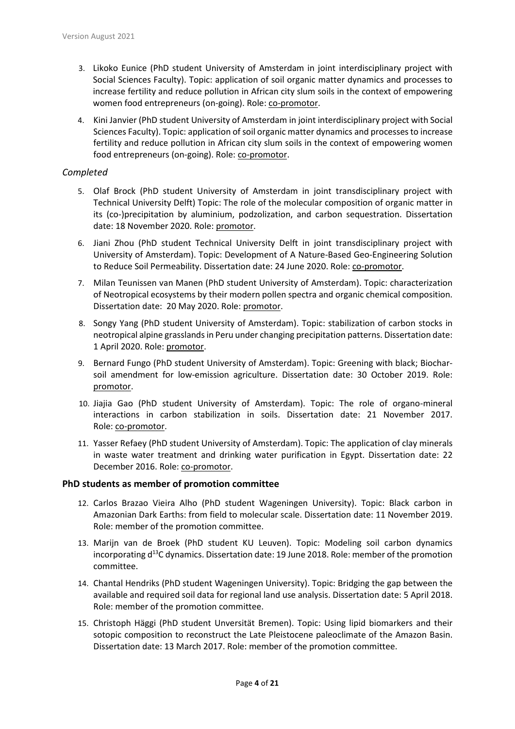3. Likoko Eunice (PhD student University of Amsterdam in joint interdisciplinary project with Social Sciences Faculty). Topic: application of soil organic matter dynamics and processes to increase fertility and reduce pollution in African city slum soils in the context of empowering women food entrepreneurs (on-going). Role: co-promotor.
4. Kini Janvier (PhD student University of Amsterdam in joint interdisciplinary project with Social Sciences Faculty). Topic: application of soil organic matter dynamics and processes to increase fertility and reduce pollution in African city slum soils in the context of empowering women food entrepreneurs (on-going). Role: co-promotor.

*Completed*

5. Olaf Brock (PhD student University of Amsterdam in joint transdisciplinary project with Technical University Delft) Topic: The role of the molecular composition of organic matter in its (co-)precipitation by aluminium, podzolization, and carbon sequestration. Dissertation date: 18 November 2020. Role: promotor.
6. Jiani Zhou (PhD student Technical University Delft in joint transdisciplinary project with University of Amsterdam). Topic: Development of A Nature-Based Geo-Engineering Solution to Reduce Soil Permeability. Dissertation date: 24 June 2020. Role: co-promotor.
7. Milan Teunissen van Manen (PhD student University of Amsterdam). Topic: characterization of Neotropical ecosystems by their modern pollen spectra and organic chemical composition. Dissertation date: 20 May 2020. Role: promotor.
8. Songy Yang (PhD student University of Amsterdam). Topic: stabilization of carbon stocks in neotropical alpine grasslands in Peru under changing precipitation patterns. Dissertation date: 1 April 2020. Role: promotor.
9. Bernard Fungo (PhD student University of Amsterdam). Topic: Greening with black; Biochar-soil amendment for low-emission agriculture. Dissertation date: 30 October 2019. Role: promotor.
10. Jiajia Gao (PhD student University of Amsterdam). Topic: The role of organo-mineral interactions in carbon stabilization in soils. Dissertation date: 21 November 2017. Role: co-promotor.
11. Yasser Refaey (PhD student University of Amsterdam). Topic: The application of clay minerals in waste water treatment and drinking water purification in Egypt. Dissertation date: 22 December 2016. Role: co-promotor.

**PhD students as member of promotion committee**

12. Carlos Brazao Vieira Alho (PhD student Wageningen University). Topic: Black carbon in Amazonian Dark Earths: from field to molecular scale. Dissertation date: 11 November 2019. Role: member of the promotion committee.
13. Marijn van de Broek (PhD student KU Leuven). Topic: Modeling soil carbon dynamics incorporating $d^{13}C$ dynamics. Dissertation date: 19 June 2018. Role: member of the promotion committee.
14. Chantal Hendriks (PhD student Wageningen University). Topic: Bridging the gap between the available and required soil data for regional land use analysis. Dissertation date: 5 April 2018. Role: member of the promotion committee.
15. Christoph Häggi (PhD student Unversität Bremen). Topic: Using lipid biomarkers and their sotopic composition to reconstruct the Late Pleistocene paleoclimate of the Amazon Basin. Dissertation date: 13 March 2017. Role: member of the promotion committee.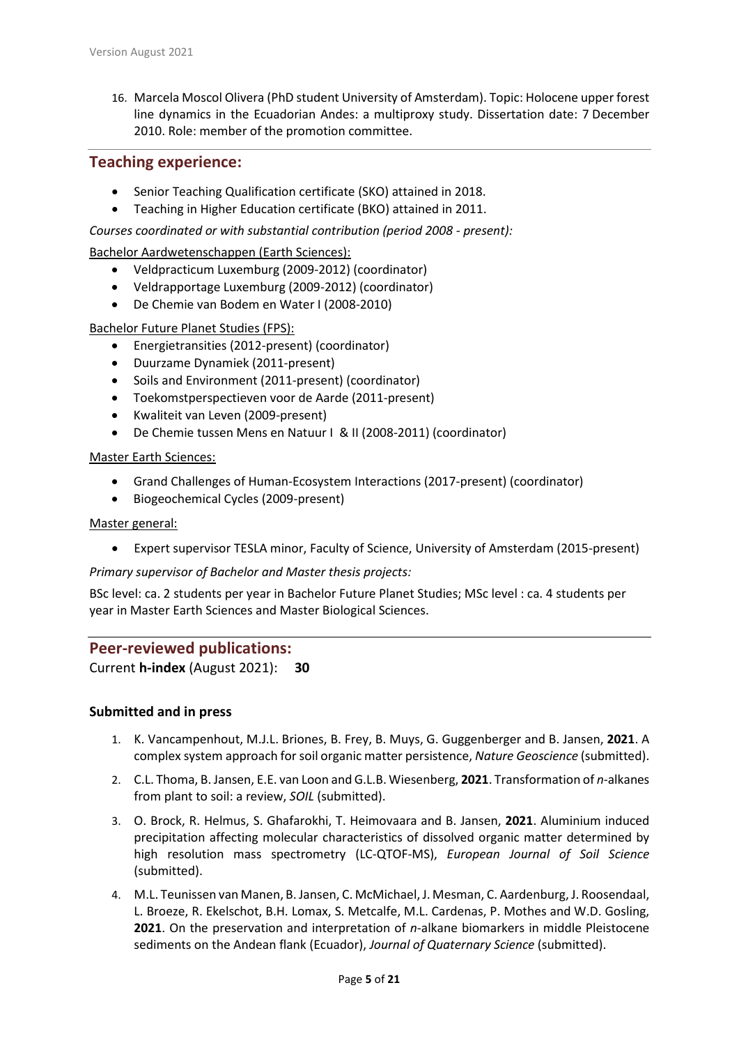16. Marcela Moscol Olivera (PhD student University of Amsterdam). Topic: Holocene upper forest line dynamics in the Ecuadorian Andes: a multiproxy study. Dissertation date: 7 December 2010. Role: member of the promotion committee.

## Teaching experience:

- Senior Teaching Qualification certificate (SKO) attained in 2018.
- Teaching in Higher Education certificate (BKO) attained in 2011.

*Courses coordinated or with substantial contribution (period 2008 - present):*

Bachelor Aardwetenschappen (Earth Sciences):

- Veldpracticum Luxemburg (2009-2012) (coordinator)
- Veldrapportage Luxemburg (2009-2012) (coordinator)
- De Chemie van Bodem en Water I (2008-2010)

Bachelor Future Planet Studies (FPS):

- Energietransities (2012-present) (coordinator)
- Duurzame Dynamiek (2011-present)
- Soils and Environment (2011-present) (coordinator)
- Toekomstperspectieven voor de Aarde (2011-present)
- Kwaliteit van Leven (2009-present)
- De Chemie tussen Mens en Natuur I & II (2008-2011) (coordinator)

Master Earth Sciences:

- Grand Challenges of Human-Ecosystem Interactions (2017-present) (coordinator)
- Biogeochemical Cycles (2009-present)

Master general:

- Expert supervisor TESLA minor, Faculty of Science, University of Amsterdam (2015-present)

*Primary supervisor of Bachelor and Master thesis projects:*

BSc level: ca. 2 students per year in Bachelor Future Planet Studies; MSc level : ca. 4 students per year in Master Earth Sciences and Master Biological Sciences.

## Peer-reviewed publications:

Current **h-index** (August 2021): **30**

### Submitted and in press

1. K. Vancampenhout, M.J.L. Briones, B. Frey, B. Muys, G. Guggenberger and B. Jansen, **2021**. A complex system approach for soil organic matter persistence, *Nature Geoscience* (submitted).
2. C.L. Thoma, B. Jansen, E.E. van Loon and G.L.B. Wiesenberg, **2021**. Transformation of *n*-alkanes from plant to soil: a review, *SOIL* (submitted).
3. O. Brock, R. Helmus, S. Ghafarokhi, T. Heimovaara and B. Jansen, **2021**. Aluminium induced precipitation affecting molecular characteristics of dissolved organic matter determined by high resolution mass spectrometry (LC-QTOF-MS), *European Journal of Soil Science* (submitted).
4. M.L. Teunissen van Manen, B. Jansen, C. McMichael, J. Mesman, C. Aardenburg, J. Roosendaal, L. Broeze, R. Ekelschot, B.H. Lomax, S. Metcalfe, M.L. Cardenas, P. Mothes and W.D. Gosling, **2021**. On the preservation and interpretation of *n*-alkane biomarkers in middle Pleistocene sediments on the Andean flank (Ecuador), *Journal of Quaternary Science* (submitted).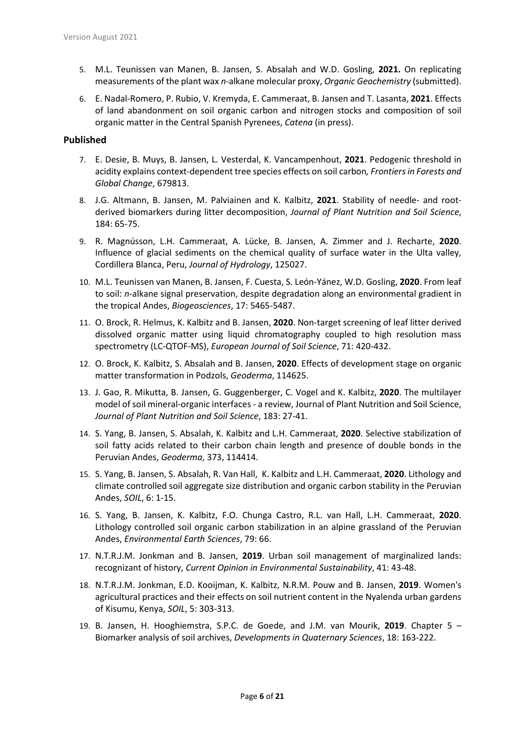5. M.L. Teunissen van Manen, B. Jansen, S. Absalah and W.D. Gosling, **2021.** On replicating measurements of the plant wax *n*-alkane molecular proxy, *Organic Geochemistry* (submitted).
6. E. Nadal-Romero, P. Rubio, V. Kremyda, E. Cammeraat, B. Jansen and T. Lasanta, **2021**. Effects of land abandonment on soil organic carbon and nitrogen stocks and composition of soil organic matter in the Central Spanish Pyrenees, *Catena* (in press).

### Published

7. E. Desie, B. Muys, B. Jansen, L. Vesterdal, K. Vancampenhout, **2021**. Pedogenic threshold in acidity explains context-dependent tree species effects on soil carbon*, Frontiers in Forests and Global Change*, 679813.
8. J.G. Altmann, B. Jansen, M. Palviainen and K. Kalbitz, **2021**. Stability of needle- and root-derived biomarkers during litter decomposition, *Journal of Plant Nutrition and Soil Science*, 184: 65-75.
9. R. Magnússon, L.H. Cammeraat, A. Lücke, B. Jansen, A. Zimmer and J. Recharte, **2020**. Influence of glacial sediments on the chemical quality of surface water in the Ulta valley, Cordillera Blanca, Peru, *Journal of Hydrology*, 125027.
10. M.L. Teunissen van Manen, B. Jansen, F. Cuesta, S. León-Yánez, W.D. Gosling, **2020**. From leaf to soil: *n*-alkane signal preservation, despite degradation along an environmental gradient in the tropical Andes, *Biogeosciences*, 17: 5465-5487.
11. O. Brock, R. Helmus, K. Kalbitz and B. Jansen, **2020**. Non-target screening of leaf litter derived dissolved organic matter using liquid chromatography coupled to high resolution mass spectrometry (LC-QTOF-MS), *European Journal of Soil Science*, 71: 420-432.
12. O. Brock, K. Kalbitz, S. Absalah and B. Jansen, **2020**. Effects of development stage on organic matter transformation in Podzols, *Geoderma*, 114625.
13. J. Gao, R. Mikutta, B. Jansen, G. Guggenberger, C. Vogel and K. Kalbitz, **2020**. The multilayer model of soil mineral-organic interfaces - a review, Journal of Plant Nutrition and Soil Science, *Journal of Plant Nutrition and Soil Science*, 183: 27-41.
14. S. Yang, B. Jansen, S. Absalah, K. Kalbitz and L.H. Cammeraat, **2020**. Selective stabilization of soil fatty acids related to their carbon chain length and presence of double bonds in the Peruvian Andes, *Geoderma*, 373, 114414.
15. S. Yang, B. Jansen, S. Absalah, R. Van Hall, K. Kalbitz and L.H. Cammeraat, **2020**. Lithology and climate controlled soil aggregate size distribution and organic carbon stability in the Peruvian Andes, *SOIL*, 6: 1-15.
16. S. Yang, B. Jansen, K. Kalbitz, F.O. Chunga Castro, R.L. van Hall, L.H. Cammeraat, **2020**. Lithology controlled soil organic carbon stabilization in an alpine grassland of the Peruvian Andes, *Environmental Earth Sciences*, 79: 66.
17. N.T.R.J.M. Jonkman and B. Jansen, **2019**. Urban soil management of marginalized lands: recognizant of history, *Current Opinion in Environmental Sustainability*, 41: 43-48.
18. N.T.R.J.M. Jonkman, E.D. Kooijman, K. Kalbitz, N.R.M. Pouw and B. Jansen, **2019**. Women's agricultural practices and their effects on soil nutrient content in the Nyalenda urban gardens of Kisumu, Kenya, *SOIL*, 5: 303-313.
19. B. Jansen, H. Hooghiemstra, S.P.C. de Goede, and J.M. van Mourik, **2019**. Chapter 5 – Biomarker analysis of soil archives, *Developments in Quaternary Sciences*, 18: 163-222.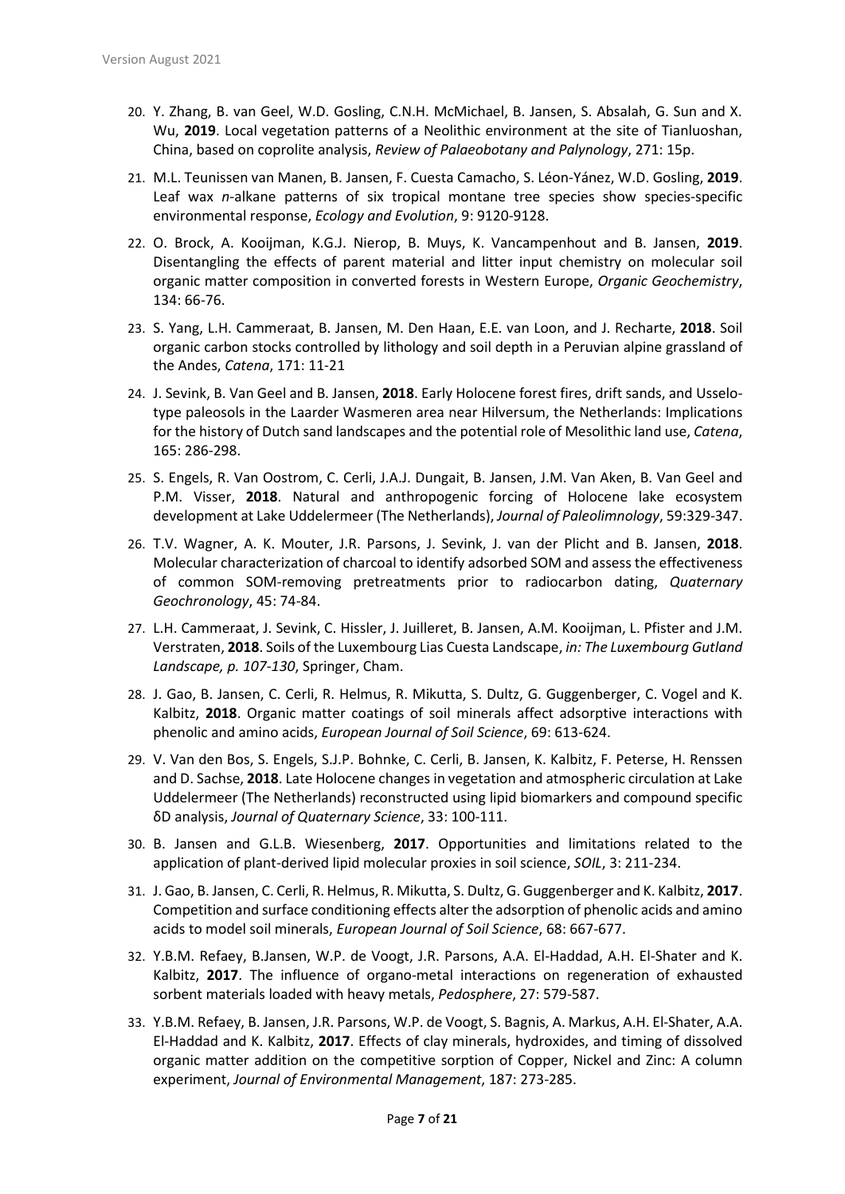20. Y. Zhang, B. van Geel, W.D. Gosling, C.N.H. McMichael, B. Jansen, S. Absalah, G. Sun and X. Wu, **2019**. Local vegetation patterns of a Neolithic environment at the site of Tianluoshan, China, based on coprolite analysis, *Review of Palaeobotany and Palynology*, 271: 15p.

21. M.L. Teunissen van Manen, B. Jansen, F. Cuesta Camacho, S. Léon-Yánez, W.D. Gosling, **2019**. Leaf wax *n*-alkane patterns of six tropical montane tree species show species-specific environmental response, *Ecology and Evolution*, 9: 9120-9128.

22. O. Brock, A. Kooijman, K.G.J. Nierop, B. Muys, K. Vancampenhout and B. Jansen, **2019**. Disentangling the effects of parent material and litter input chemistry on molecular soil organic matter composition in converted forests in Western Europe, *Organic Geochemistry*, 134: 66-76.

23. S. Yang, L.H. Cammeraat, B. Jansen, M. Den Haan, E.E. van Loon, and J. Recharte, **2018**. Soil organic carbon stocks controlled by lithology and soil depth in a Peruvian alpine grassland of the Andes, *Catena*, 171: 11-21

24. J. Sevink, B. Van Geel and B. Jansen, **2018**. Early Holocene forest fires, drift sands, and Usselo-type paleosols in the Laarder Wasmeren area near Hilversum, the Netherlands: Implications for the history of Dutch sand landscapes and the potential role of Mesolithic land use, *Catena*, 165: 286-298.

25. S. Engels, R. Van Oostrom, C. Cerli, J.A.J. Dungait, B. Jansen, J.M. Van Aken, B. Van Geel and P.M. Visser, **2018**. Natural and anthropogenic forcing of Holocene lake ecosystem development at Lake Uddelermeer (The Netherlands), *Journal of Paleolimnology*, 59:329-347.

26. T.V. Wagner, A. K. Mouter, J.R. Parsons, J. Sevink, J. van der Plicht and B. Jansen, **2018**. Molecular characterization of charcoal to identify adsorbed SOM and assess the effectiveness of common SOM-removing pretreatments prior to radiocarbon dating, *Quaternary Geochronology*, 45: 74-84.

27. L.H. Cammeraat, J. Sevink, C. Hissler, J. Juilleret, B. Jansen, A.M. Kooijman, L. Pfister and J.M. Verstraten, **2018**. Soils of the Luxembourg Lias Cuesta Landscape, *in: The Luxembourg Gutland Landscape, p. 107-130*, Springer, Cham.

28. J. Gao, B. Jansen, C. Cerli, R. Helmus, R. Mikutta, S. Dultz, G. Guggenberger, C. Vogel and K. Kalbitz, **2018**. Organic matter coatings of soil minerals affect adsorptive interactions with phenolic and amino acids, *European Journal of Soil Science*, 69: 613-624.

29. V. Van den Bos, S. Engels, S.J.P. Bohnke, C. Cerli, B. Jansen, K. Kalbitz, F. Peterse, H. Renssen and D. Sachse, **2018**. Late Holocene changes in vegetation and atmospheric circulation at Lake Uddelermeer (The Netherlands) reconstructed using lipid biomarkers and compound specific δD analysis, *Journal of Quaternary Science*, 33: 100-111.

30. B. Jansen and G.L.B. Wiesenberg, **2017**. Opportunities and limitations related to the application of plant-derived lipid molecular proxies in soil science, *SOIL*, 3: 211-234.

31. J. Gao, B. Jansen, C. Cerli, R. Helmus, R. Mikutta, S. Dultz, G. Guggenberger and K. Kalbitz, **2017**. Competition and surface conditioning effects alter the adsorption of phenolic acids and amino acids to model soil minerals, *European Journal of Soil Science*, 68: 667-677.

32. Y.B.M. Refaey, B.Jansen, W.P. de Voogt, J.R. Parsons, A.A. El-Haddad, A.H. El-Shater and K. Kalbitz, **2017**. The influence of organo-metal interactions on regeneration of exhausted sorbent materials loaded with heavy metals, *Pedosphere*, 27: 579-587.

33. Y.B.M. Refaey, B. Jansen, J.R. Parsons, W.P. de Voogt, S. Bagnis, A. Markus, A.H. El-Shater, A.A. El-Haddad and K. Kalbitz, **2017**. Effects of clay minerals, hydroxides, and timing of dissolved organic matter addition on the competitive sorption of Copper, Nickel and Zinc: A column experiment, *Journal of Environmental Management*, 187: 273-285.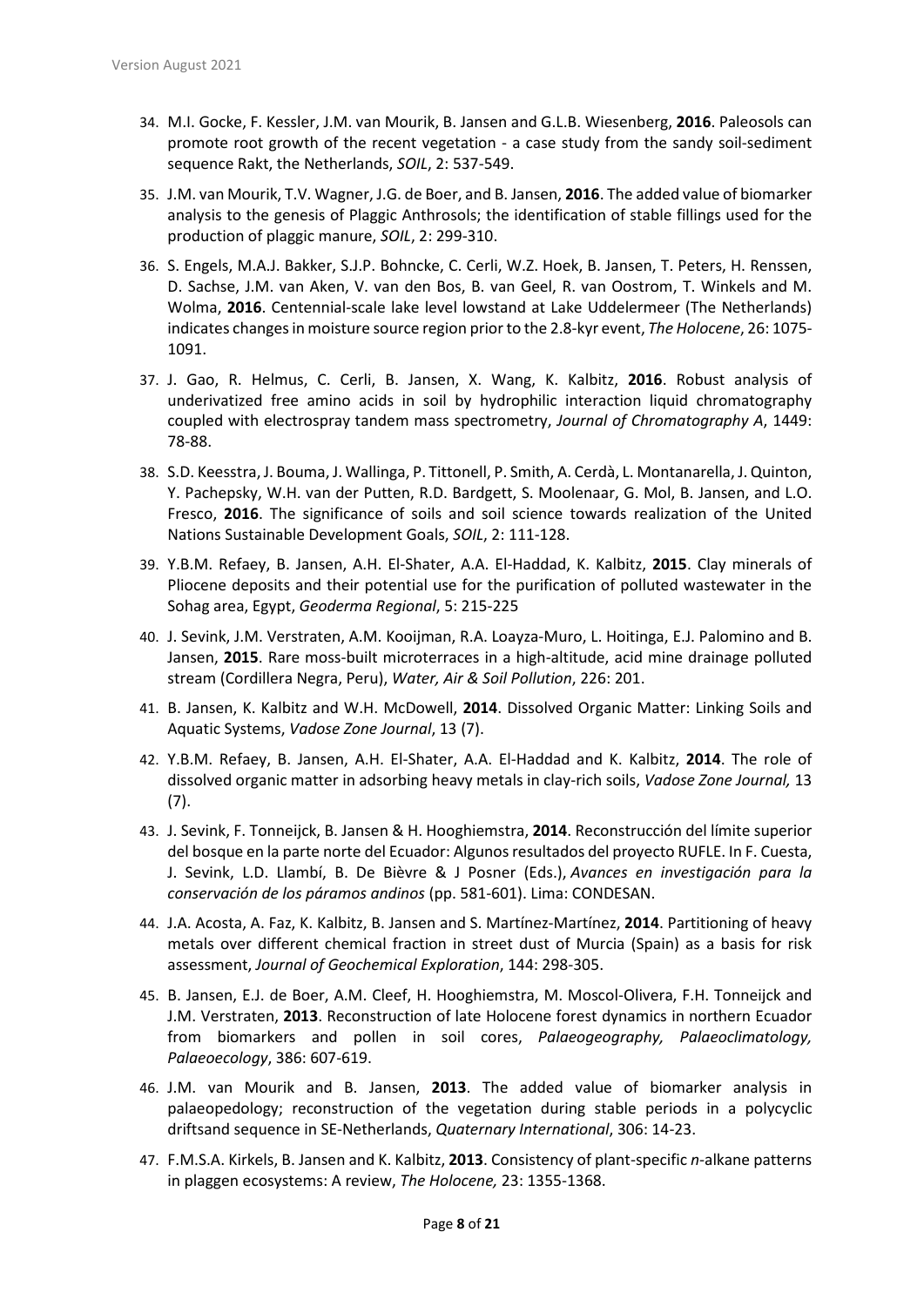34. M.I. Gocke, F. Kessler, J.M. van Mourik, B. Jansen and G.L.B. Wiesenberg, **2016**. Paleosols can promote root growth of the recent vegetation - a case study from the sandy soil-sediment sequence Rakt, the Netherlands, *SOIL*, 2: 537-549.
35. J.M. van Mourik, T.V. Wagner, J.G. de Boer, and B. Jansen, **2016**. The added value of biomarker analysis to the genesis of Plaggic Anthrosols; the identification of stable fillings used for the production of plaggic manure, *SOIL*, 2: 299-310.
36. S. Engels, M.A.J. Bakker, S.J.P. Bohncke, C. Cerli, W.Z. Hoek, B. Jansen, T. Peters, H. Renssen, D. Sachse, J.M. van Aken, V. van den Bos, B. van Geel, R. van Oostrom, T. Winkels and M. Wolma, **2016**. Centennial-scale lake level lowstand at Lake Uddelermeer (The Netherlands) indicates changes in moisture source region prior to the 2.8-kyr event, *The Holocene*, 26: 1075-1091.
37. J. Gao, R. Helmus, C. Cerli, B. Jansen, X. Wang, K. Kalbitz, **2016**. Robust analysis of underivatized free amino acids in soil by hydrophilic interaction liquid chromatography coupled with electrospray tandem mass spectrometry, *Journal of Chromatography A*, 1449: 78-88.
38. S.D. Keesstra, J. Bouma, J. Wallinga, P. Tittonell, P. Smith, A. Cerdà, L. Montanarella, J. Quinton, Y. Pachepsky, W.H. van der Putten, R.D. Bardgett, S. Moolenaar, G. Mol, B. Jansen, and L.O. Fresco, **2016**. The significance of soils and soil science towards realization of the United Nations Sustainable Development Goals, *SOIL*, 2: 111-128.
39. Y.B.M. Refaey, B. Jansen, A.H. El-Shater, A.A. El-Haddad, K. Kalbitz, **2015**. Clay minerals of Pliocene deposits and their potential use for the purification of polluted wastewater in the Sohag area, Egypt, *Geoderma Regional*, 5: 215-225
40. J. Sevink, J.M. Verstraten, A.M. Kooijman, R.A. Loayza-Muro, L. Hoitinga, E.J. Palomino and B. Jansen, **2015**. Rare moss-built microterraces in a high-altitude, acid mine drainage polluted stream (Cordillera Negra, Peru), *Water, Air & Soil Pollution*, 226: 201.
41. B. Jansen, K. Kalbitz and W.H. McDowell, **2014**. Dissolved Organic Matter: Linking Soils and Aquatic Systems, *Vadose Zone Journal*, 13 (7).
42. Y.B.M. Refaey, B. Jansen, A.H. El-Shater, A.A. El-Haddad and K. Kalbitz, **2014**. The role of dissolved organic matter in adsorbing heavy metals in clay-rich soils, *Vadose Zone Journal,* 13 (7).
43. J. Sevink, F. Tonneijck, B. Jansen & H. Hooghiemstra, **2014**. Reconstrucción del límite superior del bosque en la parte norte del Ecuador: Algunos resultados del proyecto RUFLE. In F. Cuesta, J. Sevink, L.D. Llambí, B. De Bièvre & J Posner (Eds.), *Avances en investigación para la conservación de los páramos andinos* (pp. 581-601). Lima: CONDESAN.
44. J.A. Acosta, A. Faz, K. Kalbitz, B. Jansen and S. Martínez-Martínez, **2014**. Partitioning of heavy metals over different chemical fraction in street dust of Murcia (Spain) as a basis for risk assessment, *Journal of Geochemical Exploration*, 144: 298-305.
45. B. Jansen, E.J. de Boer, A.M. Cleef, H. Hooghiemstra, M. Moscol-Olivera, F.H. Tonneijck and J.M. Verstraten, **2013**. Reconstruction of late Holocene forest dynamics in northern Ecuador from biomarkers and pollen in soil cores, *Palaeogeography, Palaeoclimatology, Palaeoecology*, 386: 607-619.
46. J.M. van Mourik and B. Jansen, **2013**. The added value of biomarker analysis in palaeopedology; reconstruction of the vegetation during stable periods in a polycyclic driftsand sequence in SE-Netherlands, *Quaternary International*, 306: 14-23.
47. F.M.S.A. Kirkels, B. Jansen and K. Kalbitz, **2013**. Consistency of plant-specific *n*-alkane patterns in plaggen ecosystems: A review, *The Holocene,* 23: 1355-1368.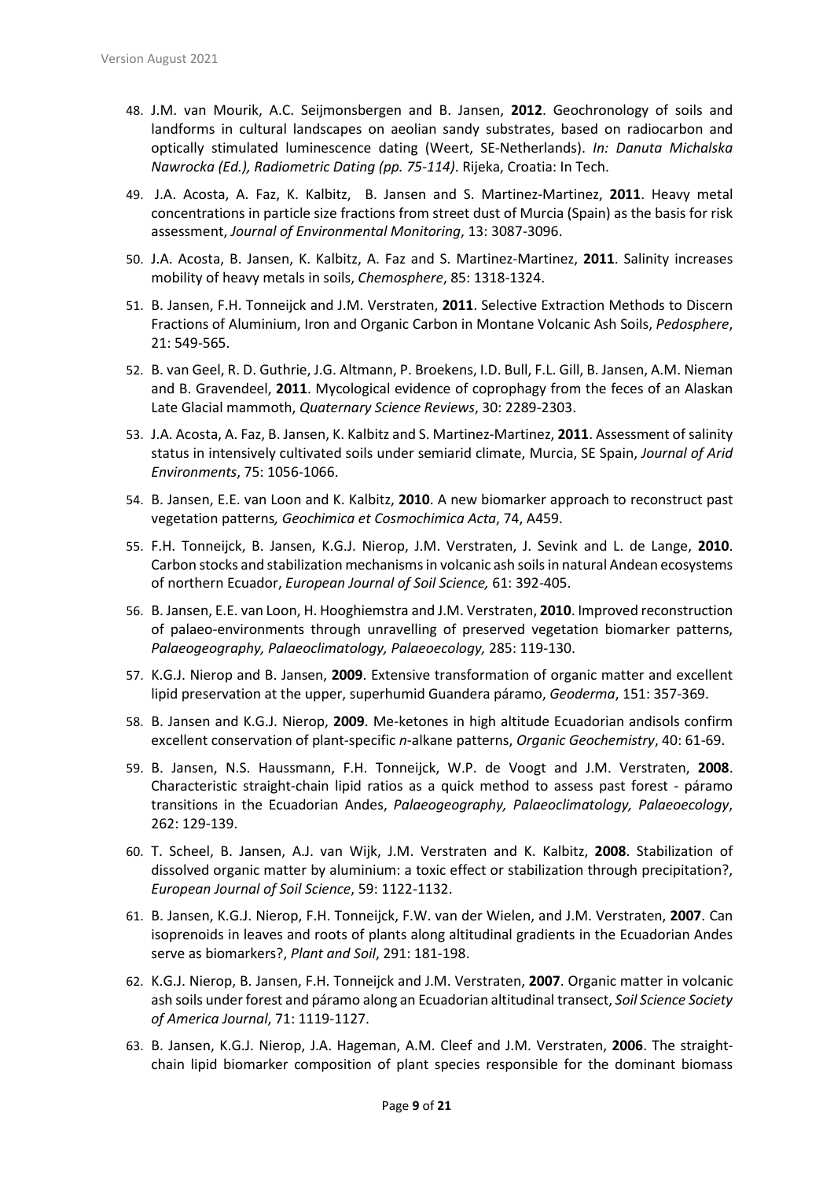48. J.M. van Mourik, A.C. Seijmonsbergen and B. Jansen, **2012**. Geochronology of soils and landforms in cultural landscapes on aeolian sandy substrates, based on radiocarbon and optically stimulated luminescence dating (Weert, SE-Netherlands). *In: Danuta Michalska Nawrocka (Ed.), Radiometric Dating (pp. 75-114)*. Rijeka, Croatia: In Tech.

49. J.A. Acosta, A. Faz, K. Kalbitz, B. Jansen and S. Martinez-Martinez, **2011**. Heavy metal concentrations in particle size fractions from street dust of Murcia (Spain) as the basis for risk assessment, *Journal of Environmental Monitoring*, 13: 3087-3096.

50. J.A. Acosta, B. Jansen, K. Kalbitz, A. Faz and S. Martinez-Martinez, **2011**. Salinity increases mobility of heavy metals in soils, *Chemosphere*, 85: 1318-1324.

51. B. Jansen, F.H. Tonneijck and J.M. Verstraten, **2011**. Selective Extraction Methods to Discern Fractions of Aluminium, Iron and Organic Carbon in Montane Volcanic Ash Soils, *Pedosphere*, 21: 549-565.

52. B. van Geel, R. D. Guthrie, J.G. Altmann, P. Broekens, I.D. Bull, F.L. Gill, B. Jansen, A.M. Nieman and B. Gravendeel, **2011**. Mycological evidence of coprophagy from the feces of an Alaskan Late Glacial mammoth, *Quaternary Science Reviews*, 30: 2289-2303.

53. J.A. Acosta, A. Faz, B. Jansen, K. Kalbitz and S. Martinez-Martinez, **2011**. Assessment of salinity status in intensively cultivated soils under semiarid climate, Murcia, SE Spain, *Journal of Arid Environments*, 75: 1056-1066.

54. B. Jansen, E.E. van Loon and K. Kalbitz, **2010**. A new biomarker approach to reconstruct past vegetation patterns*, Geochimica et Cosmochimica Acta*, 74, A459.

55. F.H. Tonneijck, B. Jansen, K.G.J. Nierop, J.M. Verstraten, J. Sevink and L. de Lange, **2010**. Carbon stocks and stabilization mechanisms in volcanic ash soils in natural Andean ecosystems of northern Ecuador, *European Journal of Soil Science,* 61: 392-405.

56. B. Jansen, E.E. van Loon, H. Hooghiemstra and J.M. Verstraten, **2010**. Improved reconstruction of palaeo-environments through unravelling of preserved vegetation biomarker patterns, *Palaeogeography, Palaeoclimatology, Palaeoecology,* 285: 119-130.

57. K.G.J. Nierop and B. Jansen, **2009**. Extensive transformation of organic matter and excellent lipid preservation at the upper, superhumid Guandera páramo, *Geoderma*, 151: 357-369.

58. B. Jansen and K.G.J. Nierop, **2009**. Me-ketones in high altitude Ecuadorian andisols confirm excellent conservation of plant-specific *n*-alkane patterns, *Organic Geochemistry*, 40: 61-69.

59. B. Jansen, N.S. Haussmann, F.H. Tonneijck, W.P. de Voogt and J.M. Verstraten, **2008**. Characteristic straight-chain lipid ratios as a quick method to assess past forest - páramo transitions in the Ecuadorian Andes, *Palaeogeography, Palaeoclimatology, Palaeoecology*, 262: 129-139.

60. T. Scheel, B. Jansen, A.J. van Wijk, J.M. Verstraten and K. Kalbitz, **2008**. Stabilization of dissolved organic matter by aluminium: a toxic effect or stabilization through precipitation?, *European Journal of Soil Science*, 59: 1122-1132.

61. B. Jansen, K.G.J. Nierop, F.H. Tonneijck, F.W. van der Wielen, and J.M. Verstraten, **2007**. Can isoprenoids in leaves and roots of plants along altitudinal gradients in the Ecuadorian Andes serve as biomarkers?, *Plant and Soil*, 291: 181-198.

62. K.G.J. Nierop, B. Jansen, F.H. Tonneijck and J.M. Verstraten, **2007**. Organic matter in volcanic ash soils under forest and páramo along an Ecuadorian altitudinal transect, *Soil Science Society of America Journal*, 71: 1119-1127.

63. B. Jansen, K.G.J. Nierop, J.A. Hageman, A.M. Cleef and J.M. Verstraten, **2006**. The straight-chain lipid biomarker composition of plant species responsible for the dominant biomass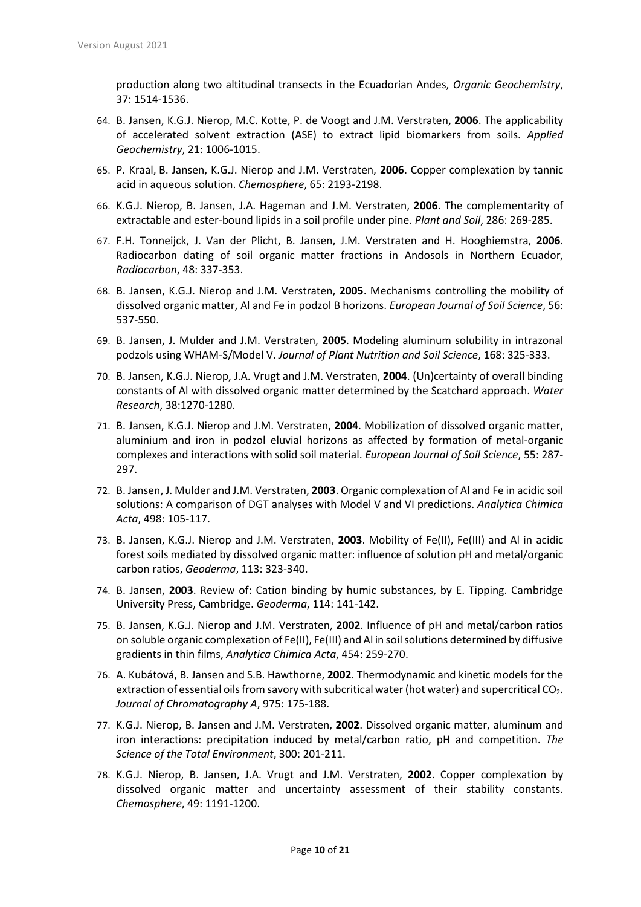production along two altitudinal transects in the Ecuadorian Andes, *Organic Geochemistry*, 37: 1514-1536.

64. B. Jansen, K.G.J. Nierop, M.C. Kotte, P. de Voogt and J.M. Verstraten, **2006**. The applicability of accelerated solvent extraction (ASE) to extract lipid biomarkers from soils. *Applied Geochemistry*, 21: 1006-1015.
65. P. Kraal, B. Jansen, K.G.J. Nierop and J.M. Verstraten, **2006**. Copper complexation by tannic acid in aqueous solution. *Chemosphere*, 65: 2193-2198.
66. K.G.J. Nierop, B. Jansen, J.A. Hageman and J.M. Verstraten, **2006**. The complementarity of extractable and ester-bound lipids in a soil profile under pine. *Plant and Soil*, 286: 269-285.
67. F.H. Tonneijck, J. Van der Plicht, B. Jansen, J.M. Verstraten and H. Hooghiemstra, **2006**. Radiocarbon dating of soil organic matter fractions in Andosols in Northern Ecuador, *Radiocarbon*, 48: 337-353.
68. B. Jansen, K.G.J. Nierop and J.M. Verstraten, **2005**. Mechanisms controlling the mobility of dissolved organic matter, Al and Fe in podzol B horizons. *European Journal of Soil Science*, 56: 537-550.
69. B. Jansen, J. Mulder and J.M. Verstraten, **2005**. Modeling aluminum solubility in intrazonal podzols using WHAM-S/Model V. *Journal of Plant Nutrition and Soil Science*, 168: 325-333.
70. B. Jansen, K.G.J. Nierop, J.A. Vrugt and J.M. Verstraten, **2004**. (Un)certainty of overall binding constants of Al with dissolved organic matter determined by the Scatchard approach. *Water Research*, 38:1270-1280.
71. B. Jansen, K.G.J. Nierop and J.M. Verstraten, **2004**. Mobilization of dissolved organic matter, aluminium and iron in podzol eluvial horizons as affected by formation of metal-organic complexes and interactions with solid soil material. *European Journal of Soil Science*, 55: 287-297.
72. B. Jansen, J. Mulder and J.M. Verstraten, **2003**. Organic complexation of Al and Fe in acidic soil solutions: A comparison of DGT analyses with Model V and VI predictions. *Analytica Chimica Acta*, 498: 105-117.
73. B. Jansen, K.G.J. Nierop and J.M. Verstraten, **2003**. Mobility of Fe(II), Fe(III) and Al in acidic forest soils mediated by dissolved organic matter: influence of solution pH and metal/organic carbon ratios, *Geoderma*, 113: 323-340.
74. B. Jansen, **2003**. Review of: Cation binding by humic substances, by E. Tipping. Cambridge University Press, Cambridge. *Geoderma*, 114: 141-142.
75. B. Jansen, K.G.J. Nierop and J.M. Verstraten, **2002**. Influence of pH and metal/carbon ratios on soluble organic complexation of Fe(II), Fe(III) and Al in soil solutions determined by diffusive gradients in thin films, *Analytica Chimica Acta*, 454: 259-270.
76. A. Kubátová, B. Jansen and S.B. Hawthorne, **2002**. Thermodynamic and kinetic models for the extraction of essential oils from savory with subcritical water (hot water) and supercritical $CO_2$. *Journal of Chromatography A*, 975: 175-188.
77. K.G.J. Nierop, B. Jansen and J.M. Verstraten, **2002**. Dissolved organic matter, aluminum and iron interactions: precipitation induced by metal/carbon ratio, pH and competition. *The Science of the Total Environment*, 300: 201-211.
78. K.G.J. Nierop, B. Jansen, J.A. Vrugt and J.M. Verstraten, **2002**. Copper complexation by dissolved organic matter and uncertainty assessment of their stability constants. *Chemosphere*, 49: 1191-1200.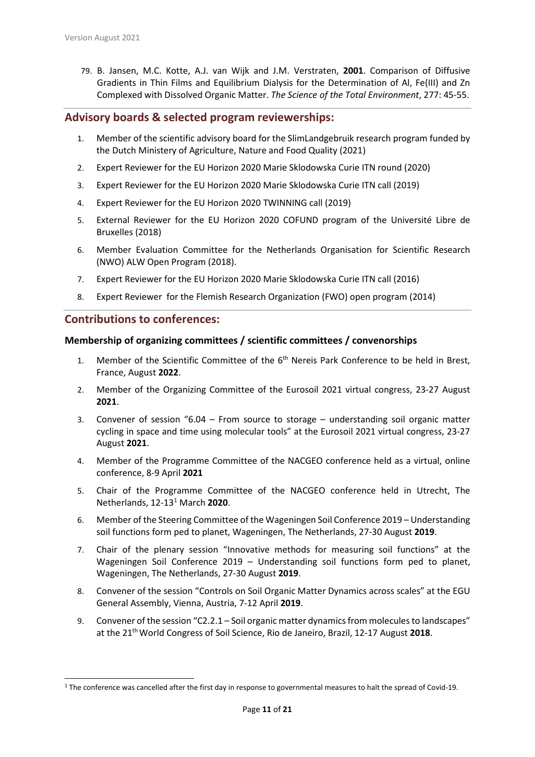79. B. Jansen, M.C. Kotte, A.J. van Wijk and J.M. Verstraten, **2001**. Comparison of Diffusive Gradients in Thin Films and Equilibrium Dialysis for the Determination of Al, Fe(III) and Zn Complexed with Dissolved Organic Matter. *The Science of the Total Environment*, 277: 45-55.

## Advisory boards & selected program reviewerships:

1. Member of the scientific advisory board for the SlimLandgebruik research program funded by the Dutch Ministery of Agriculture, Nature and Food Quality (2021)
2. Expert Reviewer for the EU Horizon 2020 Marie Sklodowska Curie ITN round (2020)
3. Expert Reviewer for the EU Horizon 2020 Marie Sklodowska Curie ITN call (2019)
4. Expert Reviewer for the EU Horizon 2020 TWINNING call (2019)
5. External Reviewer for the EU Horizon 2020 COFUND program of the Université Libre de Bruxelles (2018)
6. Member Evaluation Committee for the Netherlands Organisation for Scientific Research (NWO) ALW Open Program (2018).
7. Expert Reviewer for the EU Horizon 2020 Marie Sklodowska Curie ITN call (2016)
8. Expert Reviewer for the Flemish Research Organization (FWO) open program (2014)

## Contributions to conferences:

### Membership of organizing committees / scientific committees / convenorships

1. Member of the Scientific Committee of the 6$^{th}$ Nereis Park Conference to be held in Brest, France, August **2022**.
2. Member of the Organizing Committee of the Eurosoil 2021 virtual congress, 23-27 August **2021**.
3. Convener of session "6.04 – From source to storage – understanding soil organic matter cycling in space and time using molecular tools" at the Eurosoil 2021 virtual congress, 23-27 August **2021**.
4. Member of the Programme Committee of the NACGEO conference held as a virtual, online conference, 8-9 April **2021**
5. Chair of the Programme Committee of the NACGEO conference held in Utrecht, The Netherlands, 12-13[1] March **2020**.
6. Member of the Steering Committee of the Wageningen Soil Conference 2019 – Understanding soil functions form ped to planet, Wageningen, The Netherlands, 27-30 August **2019**.
7. Chair of the plenary session "Innovative methods for measuring soil functions" at the Wageningen Soil Conference 2019 – Understanding soil functions form ped to planet, Wageningen, The Netherlands, 27-30 August **2019**.
8. Convener of the session "Controls on Soil Organic Matter Dynamics across scales" at the EGU General Assembly, Vienna, Austria, 7-12 April **2019**.
9. Convener of the session "C2.2.1 – Soil organic matter dynamics from molecules to landscapes" at the 21$^{th}$ World Congress of Soil Science, Rio de Janeiro, Brazil, 12-17 August **2018**.

[1] The conference was cancelled after the first day in response to governmental measures to halt the spread of Covid-19.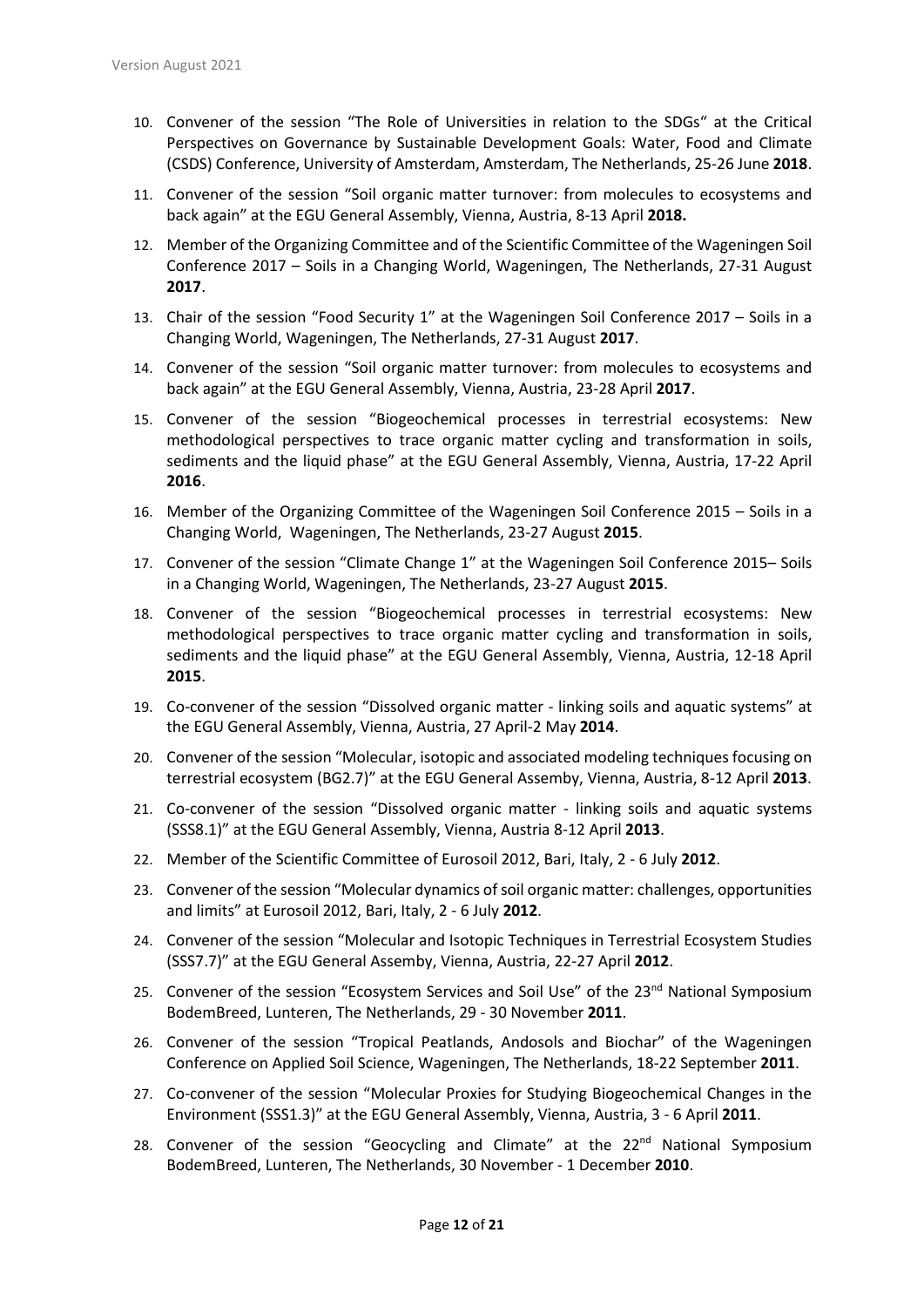10. Convener of the session "The Role of Universities in relation to the SDGs" at the Critical Perspectives on Governance by Sustainable Development Goals: Water, Food and Climate (CSDS) Conference, University of Amsterdam, Amsterdam, The Netherlands, 25-26 June **2018**.
11. Convener of the session "Soil organic matter turnover: from molecules to ecosystems and back again" at the EGU General Assembly, Vienna, Austria, 8-13 April **2018.**
12. Member of the Organizing Committee and of the Scientific Committee of the Wageningen Soil Conference 2017 – Soils in a Changing World, Wageningen, The Netherlands, 27-31 August **2017**.
13. Chair of the session "Food Security 1" at the Wageningen Soil Conference 2017 – Soils in a Changing World, Wageningen, The Netherlands, 27-31 August **2017**.
14. Convener of the session "Soil organic matter turnover: from molecules to ecosystems and back again" at the EGU General Assembly, Vienna, Austria, 23-28 April **2017**.
15. Convener of the session "Biogeochemical processes in terrestrial ecosystems: New methodological perspectives to trace organic matter cycling and transformation in soils, sediments and the liquid phase" at the EGU General Assembly, Vienna, Austria, 17-22 April **2016**.
16. Member of the Organizing Committee of the Wageningen Soil Conference 2015 – Soils in a Changing World, Wageningen, The Netherlands, 23-27 August **2015**.
17. Convener of the session "Climate Change 1" at the Wageningen Soil Conference 2015– Soils in a Changing World, Wageningen, The Netherlands, 23-27 August **2015**.
18. Convener of the session "Biogeochemical processes in terrestrial ecosystems: New methodological perspectives to trace organic matter cycling and transformation in soils, sediments and the liquid phase" at the EGU General Assembly, Vienna, Austria, 12-18 April **2015**.
19. Co-convener of the session "Dissolved organic matter - linking soils and aquatic systems" at the EGU General Assembly, Vienna, Austria, 27 April-2 May **2014**.
20. Convener of the session "Molecular, isotopic and associated modeling techniques focusing on terrestrial ecosystem (BG2.7)" at the EGU General Assemby, Vienna, Austria, 8-12 April **2013**.
21. Co-convener of the session "Dissolved organic matter - linking soils and aquatic systems (SSS8.1)" at the EGU General Assembly, Vienna, Austria 8-12 April **2013**.
22. Member of the Scientific Committee of Eurosoil 2012, Bari, Italy, 2 - 6 July **2012**.
23. Convener of the session "Molecular dynamics of soil organic matter: challenges, opportunities and limits" at Eurosoil 2012, Bari, Italy, 2 - 6 July **2012**.
24. Convener of the session "Molecular and Isotopic Techniques in Terrestrial Ecosystem Studies (SSS7.7)" at the EGU General Assemby, Vienna, Austria, 22-27 April **2012**.
25. Convener of the session "Ecosystem Services and Soil Use" of the 23rd National Symposium BodemBreed, Lunteren, The Netherlands, 29 - 30 November **2011**.
26. Convener of the session "Tropical Peatlands, Andosols and Biochar" of the Wageningen Conference on Applied Soil Science, Wageningen, The Netherlands, 18-22 September **2011**.
27. Co-convener of the session "Molecular Proxies for Studying Biogeochemical Changes in the Environment (SSS1.3)" at the EGU General Assembly, Vienna, Austria, 3 - 6 April **2011**.
28. Convener of the session "Geocycling and Climate" at the 22nd National Symposium BodemBreed, Lunteren, The Netherlands, 30 November - 1 December **2010**.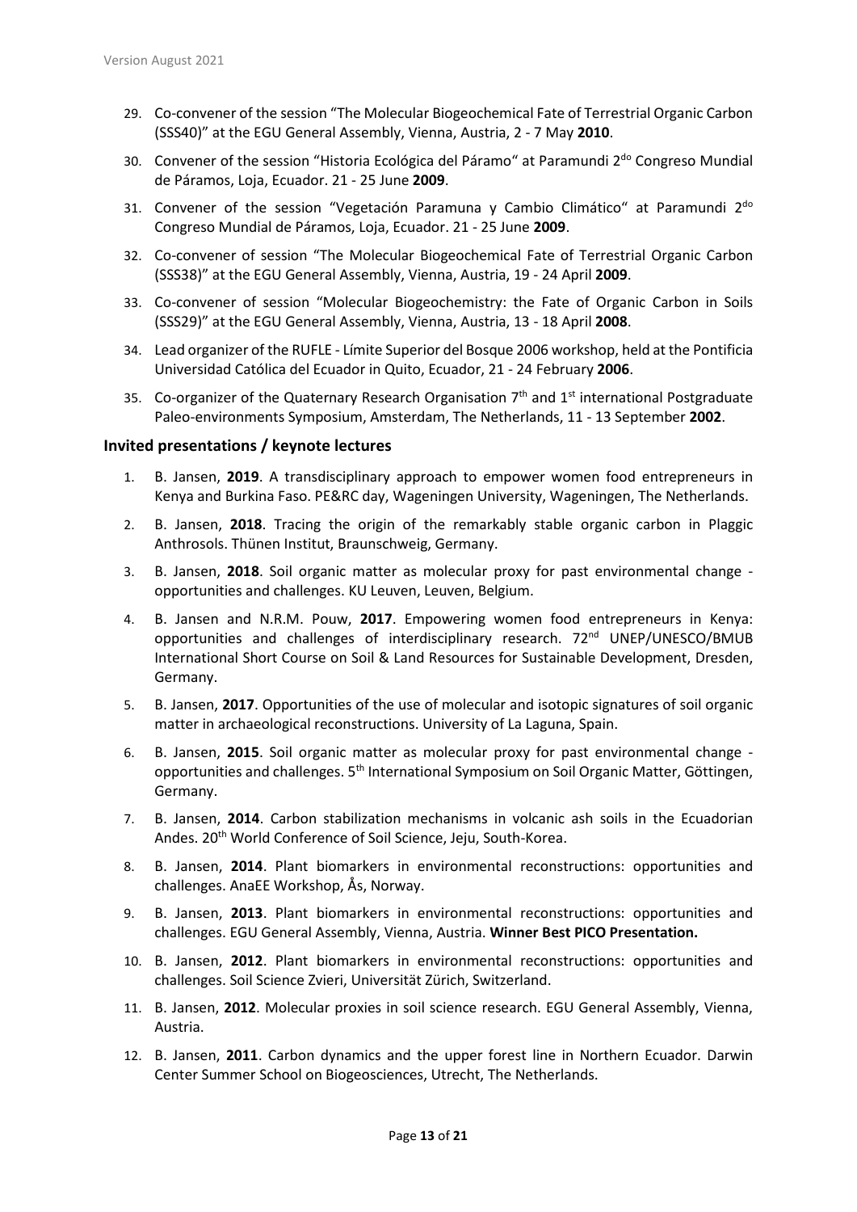29. Co-convener of the session “The Molecular Biogeochemical Fate of Terrestrial Organic Carbon (SSS40)” at the EGU General Assembly, Vienna, Austria, 2 - 7 May **2010**.
30. Convener of the session “Historia Ecológica del Páramo“ at Paramundi 2[do] Congreso Mundial de Páramos, Loja, Ecuador. 21 - 25 June **2009**.
31. Convener of the session “Vegetación Paramuna y Cambio Climático“ at Paramundi 2[do] Congreso Mundial de Páramos, Loja, Ecuador. 21 - 25 June **2009**.
32. Co-convener of session “The Molecular Biogeochemical Fate of Terrestrial Organic Carbon (SSS38)” at the EGU General Assembly, Vienna, Austria, 19 - 24 April **2009**.
33. Co-convener of session “Molecular Biogeochemistry: the Fate of Organic Carbon in Soils (SSS29)” at the EGU General Assembly, Vienna, Austria, 13 - 18 April **2008**.
34. Lead organizer of the RUFLE - Límite Superior del Bosque 2006 workshop, held at the Pontificia Universidad Católica del Ecuador in Quito, Ecuador, 21 - 24 February **2006**.
35. Co-organizer of the Quaternary Research Organisation 7[th] and 1[st] international Postgraduate Paleo-environments Symposium, Amsterdam, The Netherlands, 11 - 13 September **2002**.

### Invited presentations / keynote lectures

1. B. Jansen, **2019**. A transdisciplinary approach to empower women food entrepreneurs in Kenya and Burkina Faso. PE&RC day, Wageningen University, Wageningen, The Netherlands.
2. B. Jansen, **2018**. Tracing the origin of the remarkably stable organic carbon in Plaggic Anthrosols. Thünen Institut, Braunschweig, Germany.
3. B. Jansen, **2018**. Soil organic matter as molecular proxy for past environmental change - opportunities and challenges. KU Leuven, Leuven, Belgium.
4. B. Jansen and N.R.M. Pouw, **2017**. Empowering women food entrepreneurs in Kenya: opportunities and challenges of interdisciplinary research. 72[nd] UNEP/UNESCO/BMUB International Short Course on Soil & Land Resources for Sustainable Development, Dresden, Germany.
5. B. Jansen, **2017**. Opportunities of the use of molecular and isotopic signatures of soil organic matter in archaeological reconstructions. University of La Laguna, Spain.
6. B. Jansen, **2015**. Soil organic matter as molecular proxy for past environmental change - opportunities and challenges. 5[th] International Symposium on Soil Organic Matter, Göttingen, Germany.
7. B. Jansen, **2014**. Carbon stabilization mechanisms in volcanic ash soils in the Ecuadorian Andes. 20[th] World Conference of Soil Science, Jeju, South-Korea.
8. B. Jansen, **2014**. Plant biomarkers in environmental reconstructions: opportunities and challenges. AnaEE Workshop, Ås, Norway.
9. B. Jansen, **2013**. Plant biomarkers in environmental reconstructions: opportunities and challenges. EGU General Assembly, Vienna, Austria. **Winner Best PICO Presentation.**
10. B. Jansen, **2012**. Plant biomarkers in environmental reconstructions: opportunities and challenges. Soil Science Zvieri, Universität Zürich, Switzerland.
11. B. Jansen, **2012**. Molecular proxies in soil science research. EGU General Assembly, Vienna, Austria.
12. B. Jansen, **2011**. Carbon dynamics and the upper forest line in Northern Ecuador. Darwin Center Summer School on Biogeosciences, Utrecht, The Netherlands.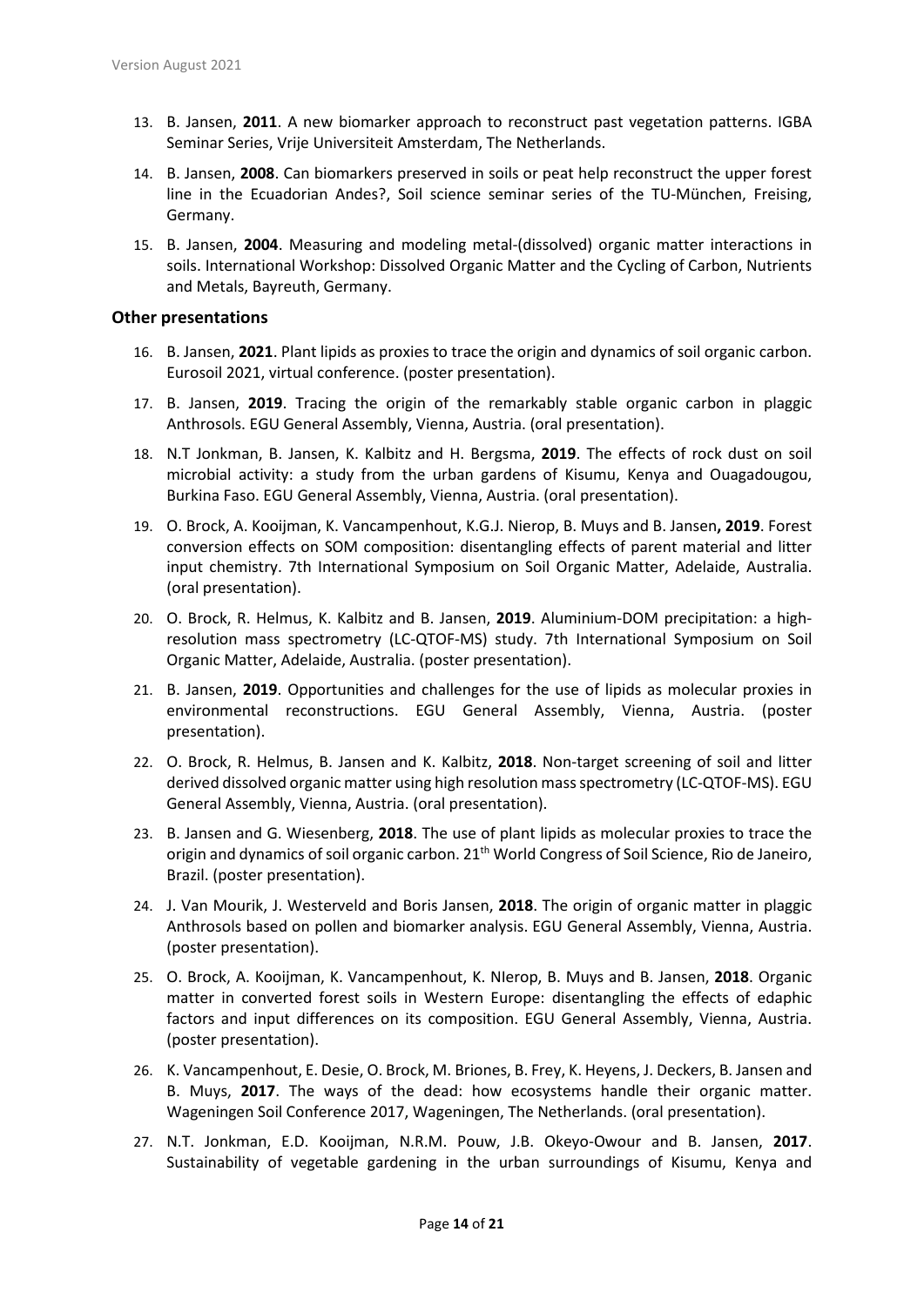13. B. Jansen, **2011**. A new biomarker approach to reconstruct past vegetation patterns. IGBA Seminar Series, Vrije Universiteit Amsterdam, The Netherlands.
14. B. Jansen, **2008**. Can biomarkers preserved in soils or peat help reconstruct the upper forest line in the Ecuadorian Andes?, Soil science seminar series of the TU-München, Freising, Germany.
15. B. Jansen, **2004**. Measuring and modeling metal-(dissolved) organic matter interactions in soils. International Workshop: Dissolved Organic Matter and the Cycling of Carbon, Nutrients and Metals, Bayreuth, Germany.

### Other presentations

16. B. Jansen, **2021**. Plant lipids as proxies to trace the origin and dynamics of soil organic carbon. Eurosoil 2021, virtual conference. (poster presentation).
17. B. Jansen, **2019**. Tracing the origin of the remarkably stable organic carbon in plaggic Anthrosols. EGU General Assembly, Vienna, Austria. (oral presentation).
18. N.T Jonkman, B. Jansen, K. Kalbitz and H. Bergsma, **2019**. The effects of rock dust on soil microbial activity: a study from the urban gardens of Kisumu, Kenya and Ouagadougou, Burkina Faso. EGU General Assembly, Vienna, Austria. (oral presentation).
19. O. Brock, A. Kooijman, K. Vancampenhout, K.G.J. Nierop, B. Muys and B. Jansen**, 2019**. Forest conversion effects on SOM composition: disentangling effects of parent material and litter input chemistry. 7th International Symposium on Soil Organic Matter, Adelaide, Australia. (oral presentation).
20. O. Brock, R. Helmus, K. Kalbitz and B. Jansen, **2019**. Aluminium-DOM precipitation: a high-resolution mass spectrometry (LC-QTOF-MS) study. 7th International Symposium on Soil Organic Matter, Adelaide, Australia. (poster presentation).
21. B. Jansen, **2019**. Opportunities and challenges for the use of lipids as molecular proxies in environmental reconstructions. EGU General Assembly, Vienna, Austria. (poster presentation).
22. O. Brock, R. Helmus, B. Jansen and K. Kalbitz, **2018**. Non-target screening of soil and litter derived dissolved organic matter using high resolution mass spectrometry (LC-QTOF-MS). EGU General Assembly, Vienna, Austria. (oral presentation).
23. B. Jansen and G. Wiesenberg, **2018**. The use of plant lipids as molecular proxies to trace the origin and dynamics of soil organic carbon. 21th World Congress of Soil Science, Rio de Janeiro, Brazil. (poster presentation).
24. J. Van Mourik, J. Westerveld and Boris Jansen, **2018**. The origin of organic matter in plaggic Anthrosols based on pollen and biomarker analysis. EGU General Assembly, Vienna, Austria. (poster presentation).
25. O. Brock, A. Kooijman, K. Vancampenhout, K. NIerop, B. Muys and B. Jansen, **2018**. Organic matter in converted forest soils in Western Europe: disentangling the effects of edaphic factors and input differences on its composition. EGU General Assembly, Vienna, Austria. (poster presentation).
26. K. Vancampenhout, E. Desie, O. Brock, M. Briones, B. Frey, K. Heyens, J. Deckers, B. Jansen and B. Muys, **2017**. The ways of the dead: how ecosystems handle their organic matter. Wageningen Soil Conference 2017, Wageningen, The Netherlands. (oral presentation).
27. N.T. Jonkman, E.D. Kooijman, N.R.M. Pouw, J.B. Okeyo-Owour and B. Jansen, **2017**. Sustainability of vegetable gardening in the urban surroundings of Kisumu, Kenya and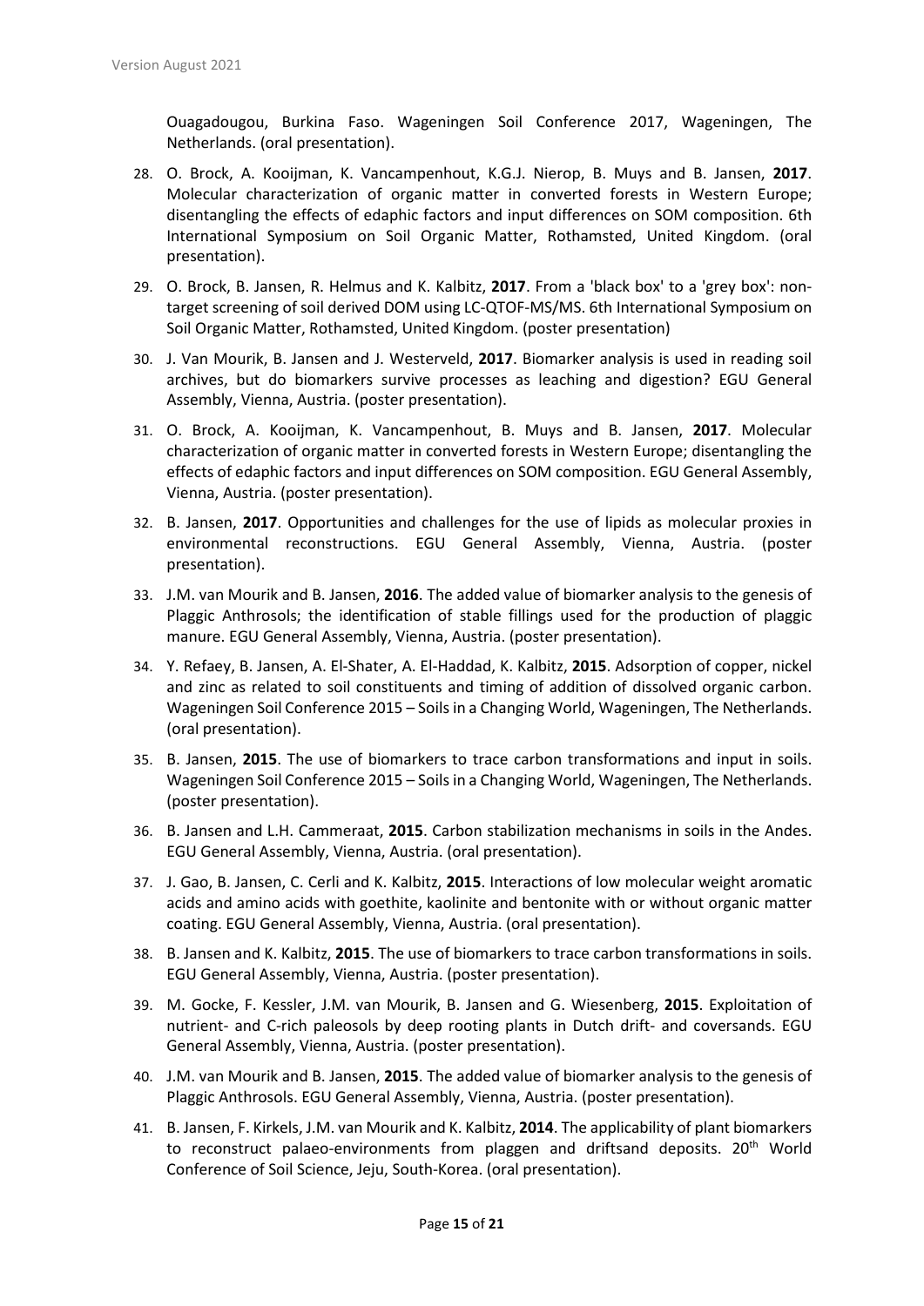Ouagadougou, Burkina Faso. Wageningen Soil Conference 2017, Wageningen, The Netherlands. (oral presentation).

28. O. Brock, A. Kooijman, K. Vancampenhout, K.G.J. Nierop, B. Muys and B. Jansen, **2017**. Molecular characterization of organic matter in converted forests in Western Europe; disentangling the effects of edaphic factors and input differences on SOM composition. 6th International Symposium on Soil Organic Matter, Rothamsted, United Kingdom. (oral presentation).
29. O. Brock, B. Jansen, R. Helmus and K. Kalbitz, **2017**. From a 'black box' to a 'grey box': non-target screening of soil derived DOM using LC-QTOF-MS/MS. 6th International Symposium on Soil Organic Matter, Rothamsted, United Kingdom. (poster presentation)
30. J. Van Mourik, B. Jansen and J. Westerveld, **2017**. Biomarker analysis is used in reading soil archives, but do biomarkers survive processes as leaching and digestion? EGU General Assembly, Vienna, Austria. (poster presentation).
31. O. Brock, A. Kooijman, K. Vancampenhout, B. Muys and B. Jansen, **2017**. Molecular characterization of organic matter in converted forests in Western Europe; disentangling the effects of edaphic factors and input differences on SOM composition. EGU General Assembly, Vienna, Austria. (poster presentation).
32. B. Jansen, **2017**. Opportunities and challenges for the use of lipids as molecular proxies in environmental reconstructions. EGU General Assembly, Vienna, Austria. (poster presentation).
33. J.M. van Mourik and B. Jansen, **2016**. The added value of biomarker analysis to the genesis of Plaggic Anthrosols; the identification of stable fillings used for the production of plaggic manure. EGU General Assembly, Vienna, Austria. (poster presentation).
34. Y. Refaey, B. Jansen, A. El-Shater, A. El-Haddad, K. Kalbitz, **2015**. Adsorption of copper, nickel and zinc as related to soil constituents and timing of addition of dissolved organic carbon. Wageningen Soil Conference 2015 – Soils in a Changing World, Wageningen, The Netherlands. (oral presentation).
35. B. Jansen, **2015**. The use of biomarkers to trace carbon transformations and input in soils. Wageningen Soil Conference 2015 – Soils in a Changing World, Wageningen, The Netherlands. (poster presentation).
36. B. Jansen and L.H. Cammeraat, **2015**. Carbon stabilization mechanisms in soils in the Andes. EGU General Assembly, Vienna, Austria. (oral presentation).
37. J. Gao, B. Jansen, C. Cerli and K. Kalbitz, **2015**. Interactions of low molecular weight aromatic acids and amino acids with goethite, kaolinite and bentonite with or without organic matter coating. EGU General Assembly, Vienna, Austria. (oral presentation).
38. B. Jansen and K. Kalbitz, **2015**. The use of biomarkers to trace carbon transformations in soils. EGU General Assembly, Vienna, Austria. (poster presentation).
39. M. Gocke, F. Kessler, J.M. van Mourik, B. Jansen and G. Wiesenberg, **2015**. Exploitation of nutrient- and C-rich paleosols by deep rooting plants in Dutch drift- and coversands. EGU General Assembly, Vienna, Austria. (poster presentation).
40. J.M. van Mourik and B. Jansen, **2015**. The added value of biomarker analysis to the genesis of Plaggic Anthrosols. EGU General Assembly, Vienna, Austria. (poster presentation).
41. B. Jansen, F. Kirkels, J.M. van Mourik and K. Kalbitz, **2014**. The applicability of plant biomarkers to reconstruct palaeo-environments from plaggen and driftsand deposits. 20th World Conference of Soil Science, Jeju, South-Korea. (oral presentation).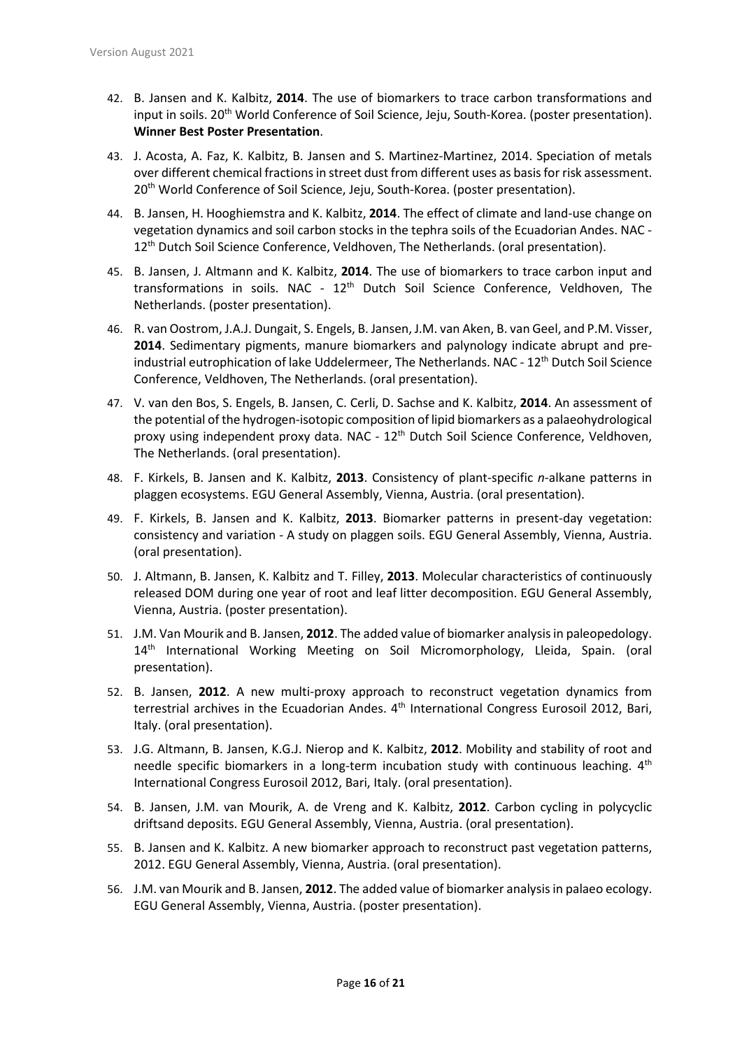42. B. Jansen and K. Kalbitz, **2014**. The use of biomarkers to trace carbon transformations and input in soils. 20th World Conference of Soil Science, Jeju, South-Korea. (poster presentation). **Winner Best Poster Presentation**.

43. J. Acosta, A. Faz, K. Kalbitz, B. Jansen and S. Martinez-Martinez, 2014. Speciation of metals over different chemical fractions in street dust from different uses as basis for risk assessment. 20th World Conference of Soil Science, Jeju, South-Korea. (poster presentation).

44. B. Jansen, H. Hooghiemstra and K. Kalbitz, **2014**. The effect of climate and land-use change on vegetation dynamics and soil carbon stocks in the tephra soils of the Ecuadorian Andes. NAC - 12th Dutch Soil Science Conference, Veldhoven, The Netherlands. (oral presentation).

45. B. Jansen, J. Altmann and K. Kalbitz, **2014**. The use of biomarkers to trace carbon input and transformations in soils. NAC - 12th Dutch Soil Science Conference, Veldhoven, The Netherlands. (poster presentation).

46. R. van Oostrom, J.A.J. Dungait, S. Engels, B. Jansen, J.M. van Aken, B. van Geel, and P.M. Visser, **2014**. Sedimentary pigments, manure biomarkers and palynology indicate abrupt and pre-industrial eutrophication of lake Uddelermeer, The Netherlands. NAC - 12th Dutch Soil Science Conference, Veldhoven, The Netherlands. (oral presentation).

47. V. van den Bos, S. Engels, B. Jansen, C. Cerli, D. Sachse and K. Kalbitz, **2014**. An assessment of the potential of the hydrogen-isotopic composition of lipid biomarkers as a palaeohydrological proxy using independent proxy data. NAC - 12th Dutch Soil Science Conference, Veldhoven, The Netherlands. (oral presentation).

48. F. Kirkels, B. Jansen and K. Kalbitz, **2013**. Consistency of plant-specific *n*-alkane patterns in plaggen ecosystems. EGU General Assembly, Vienna, Austria. (oral presentation).

49. F. Kirkels, B. Jansen and K. Kalbitz, **2013**. Biomarker patterns in present-day vegetation: consistency and variation - A study on plaggen soils. EGU General Assembly, Vienna, Austria. (oral presentation).

50. J. Altmann, B. Jansen, K. Kalbitz and T. Filley, **2013**. Molecular characteristics of continuously released DOM during one year of root and leaf litter decomposition. EGU General Assembly, Vienna, Austria. (poster presentation).

51. J.M. Van Mourik and B. Jansen, **2012**. The added value of biomarker analysis in paleopedology. 14th International Working Meeting on Soil Micromorphology, Lleida, Spain. (oral presentation).

52. B. Jansen, **2012**. A new multi-proxy approach to reconstruct vegetation dynamics from terrestrial archives in the Ecuadorian Andes. 4th International Congress Eurosoil 2012, Bari, Italy. (oral presentation).

53. J.G. Altmann, B. Jansen, K.G.J. Nierop and K. Kalbitz, **2012**. Mobility and stability of root and needle specific biomarkers in a long-term incubation study with continuous leaching. 4th International Congress Eurosoil 2012, Bari, Italy. (oral presentation).

54. B. Jansen, J.M. van Mourik, A. de Vreng and K. Kalbitz, **2012**. Carbon cycling in polycyclic driftsand deposits. EGU General Assembly, Vienna, Austria. (oral presentation).

55. B. Jansen and K. Kalbitz. A new biomarker approach to reconstruct past vegetation patterns, 2012. EGU General Assembly, Vienna, Austria. (oral presentation).

56. J.M. van Mourik and B. Jansen, **2012**. The added value of biomarker analysis in palaeo ecology. EGU General Assembly, Vienna, Austria. (poster presentation).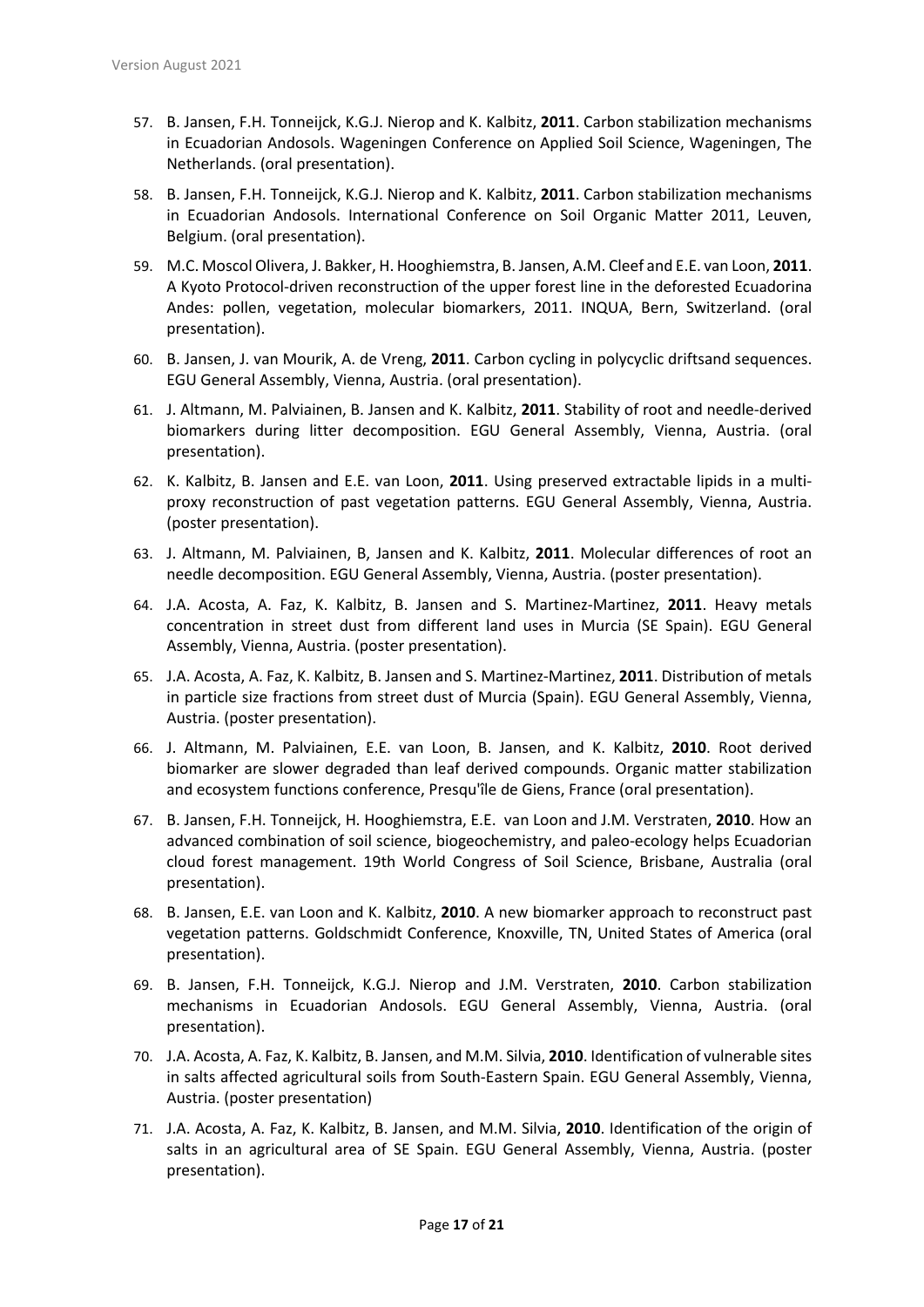57. B. Jansen, F.H. Tonneijck, K.G.J. Nierop and K. Kalbitz, **2011**. Carbon stabilization mechanisms in Ecuadorian Andosols. Wageningen Conference on Applied Soil Science, Wageningen, The Netherlands. (oral presentation).

58. B. Jansen, F.H. Tonneijck, K.G.J. Nierop and K. Kalbitz, **2011**. Carbon stabilization mechanisms in Ecuadorian Andosols. International Conference on Soil Organic Matter 2011, Leuven, Belgium. (oral presentation).

59. M.C. Moscol Olivera, J. Bakker, H. Hooghiemstra, B. Jansen, A.M. Cleef and E.E. van Loon, **2011**. A Kyoto Protocol-driven reconstruction of the upper forest line in the deforested Ecuadorina Andes: pollen, vegetation, molecular biomarkers, 2011. INQUA, Bern, Switzerland. (oral presentation).

60. B. Jansen, J. van Mourik, A. de Vreng, **2011**. Carbon cycling in polycyclic driftsand sequences. EGU General Assembly, Vienna, Austria. (oral presentation).

61. J. Altmann, M. Palviainen, B. Jansen and K. Kalbitz, **2011**. Stability of root and needle-derived biomarkers during litter decomposition. EGU General Assembly, Vienna, Austria. (oral presentation).

62. K. Kalbitz, B. Jansen and E.E. van Loon, **2011**. Using preserved extractable lipids in a multi-proxy reconstruction of past vegetation patterns. EGU General Assembly, Vienna, Austria. (poster presentation).

63. J. Altmann, M. Palviainen, B, Jansen and K. Kalbitz, **2011**. Molecular differences of root an needle decomposition. EGU General Assembly, Vienna, Austria. (poster presentation).

64. J.A. Acosta, A. Faz, K. Kalbitz, B. Jansen and S. Martinez-Martinez, **2011**. Heavy metals concentration in street dust from different land uses in Murcia (SE Spain). EGU General Assembly, Vienna, Austria. (poster presentation).

65. J.A. Acosta, A. Faz, K. Kalbitz, B. Jansen and S. Martinez-Martinez, **2011**. Distribution of metals in particle size fractions from street dust of Murcia (Spain). EGU General Assembly, Vienna, Austria. (poster presentation).

66. J. Altmann, M. Palviainen, E.E. van Loon, B. Jansen, and K. Kalbitz, **2010**. Root derived biomarker are slower degraded than leaf derived compounds. Organic matter stabilization and ecosystem functions conference, Presqu'île de Giens, France (oral presentation).

67. B. Jansen, F.H. Tonneijck, H. Hooghiemstra, E.E. van Loon and J.M. Verstraten, **2010**. How an advanced combination of soil science, biogeochemistry, and paleo-ecology helps Ecuadorian cloud forest management. 19th World Congress of Soil Science, Brisbane, Australia (oral presentation).

68. B. Jansen, E.E. van Loon and K. Kalbitz, **2010**. A new biomarker approach to reconstruct past vegetation patterns. Goldschmidt Conference, Knoxville, TN, United States of America (oral presentation).

69. B. Jansen, F.H. Tonneijck, K.G.J. Nierop and J.M. Verstraten, **2010**. Carbon stabilization mechanisms in Ecuadorian Andosols. EGU General Assembly, Vienna, Austria. (oral presentation).

70. J.A. Acosta, A. Faz, K. Kalbitz, B. Jansen, and M.M. Silvia, **2010**. Identification of vulnerable sites in salts affected agricultural soils from South-Eastern Spain. EGU General Assembly, Vienna, Austria. (poster presentation)

71. J.A. Acosta, A. Faz, K. Kalbitz, B. Jansen, and M.M. Silvia, **2010**. Identification of the origin of salts in an agricultural area of SE Spain. EGU General Assembly, Vienna, Austria. (poster presentation).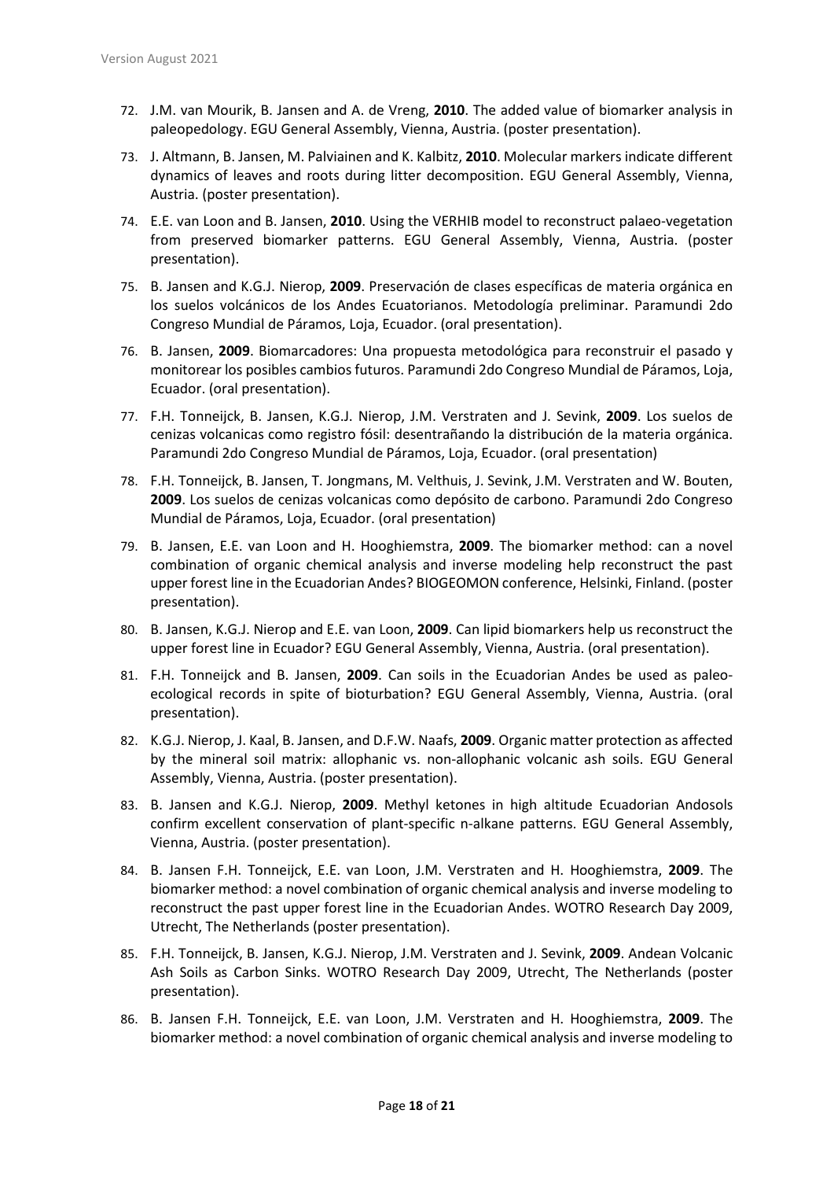72. J.M. van Mourik, B. Jansen and A. de Vreng, **2010**. The added value of biomarker analysis in paleopedology. EGU General Assembly, Vienna, Austria. (poster presentation).
73. J. Altmann, B. Jansen, M. Palviainen and K. Kalbitz, **2010**. Molecular markers indicate different dynamics of leaves and roots during litter decomposition. EGU General Assembly, Vienna, Austria. (poster presentation).
74. E.E. van Loon and B. Jansen, **2010**. Using the VERHIB model to reconstruct palaeo-vegetation from preserved biomarker patterns. EGU General Assembly, Vienna, Austria. (poster presentation).
75. B. Jansen and K.G.J. Nierop, **2009**. Preservación de clases específicas de materia orgánica en los suelos volcánicos de los Andes Ecuatorianos. Metodología preliminar. Paramundi 2do Congreso Mundial de Páramos, Loja, Ecuador. (oral presentation).
76. B. Jansen, **2009**. Biomarcadores: Una propuesta metodológica para reconstruir el pasado y monitorear los posibles cambios futuros. Paramundi 2do Congreso Mundial de Páramos, Loja, Ecuador. (oral presentation).
77. F.H. Tonneijck, B. Jansen, K.G.J. Nierop, J.M. Verstraten and J. Sevink, **2009**. Los suelos de cenizas volcanicas como registro fósil: desentrañando la distribución de la materia orgánica. Paramundi 2do Congreso Mundial de Páramos, Loja, Ecuador. (oral presentation)
78. F.H. Tonneijck, B. Jansen, T. Jongmans, M. Velthuis, J. Sevink, J.M. Verstraten and W. Bouten, **2009**. Los suelos de cenizas volcanicas como depósito de carbono. Paramundi 2do Congreso Mundial de Páramos, Loja, Ecuador. (oral presentation)
79. B. Jansen, E.E. van Loon and H. Hooghiemstra, **2009**. The biomarker method: can a novel combination of organic chemical analysis and inverse modeling help reconstruct the past upper forest line in the Ecuadorian Andes? BIOGEOMON conference, Helsinki, Finland. (poster presentation).
80. B. Jansen, K.G.J. Nierop and E.E. van Loon, **2009**. Can lipid biomarkers help us reconstruct the upper forest line in Ecuador? EGU General Assembly, Vienna, Austria. (oral presentation).
81. F.H. Tonneijck and B. Jansen, **2009**. Can soils in the Ecuadorian Andes be used as paleo-ecological records in spite of bioturbation? EGU General Assembly, Vienna, Austria. (oral presentation).
82. K.G.J. Nierop, J. Kaal, B. Jansen, and D.F.W. Naafs, **2009**. Organic matter protection as affected by the mineral soil matrix: allophanic vs. non-allophanic volcanic ash soils. EGU General Assembly, Vienna, Austria. (poster presentation).
83. B. Jansen and K.G.J. Nierop, **2009**. Methyl ketones in high altitude Ecuadorian Andosols confirm excellent conservation of plant-specific n-alkane patterns. EGU General Assembly, Vienna, Austria. (poster presentation).
84. B. Jansen F.H. Tonneijck, E.E. van Loon, J.M. Verstraten and H. Hooghiemstra, **2009**. The biomarker method: a novel combination of organic chemical analysis and inverse modeling to reconstruct the past upper forest line in the Ecuadorian Andes. WOTRO Research Day 2009, Utrecht, The Netherlands (poster presentation).
85. F.H. Tonneijck, B. Jansen, K.G.J. Nierop, J.M. Verstraten and J. Sevink, **2009**. Andean Volcanic Ash Soils as Carbon Sinks. WOTRO Research Day 2009, Utrecht, The Netherlands (poster presentation).
86. B. Jansen F.H. Tonneijck, E.E. van Loon, J.M. Verstraten and H. Hooghiemstra, **2009**. The biomarker method: a novel combination of organic chemical analysis and inverse modeling to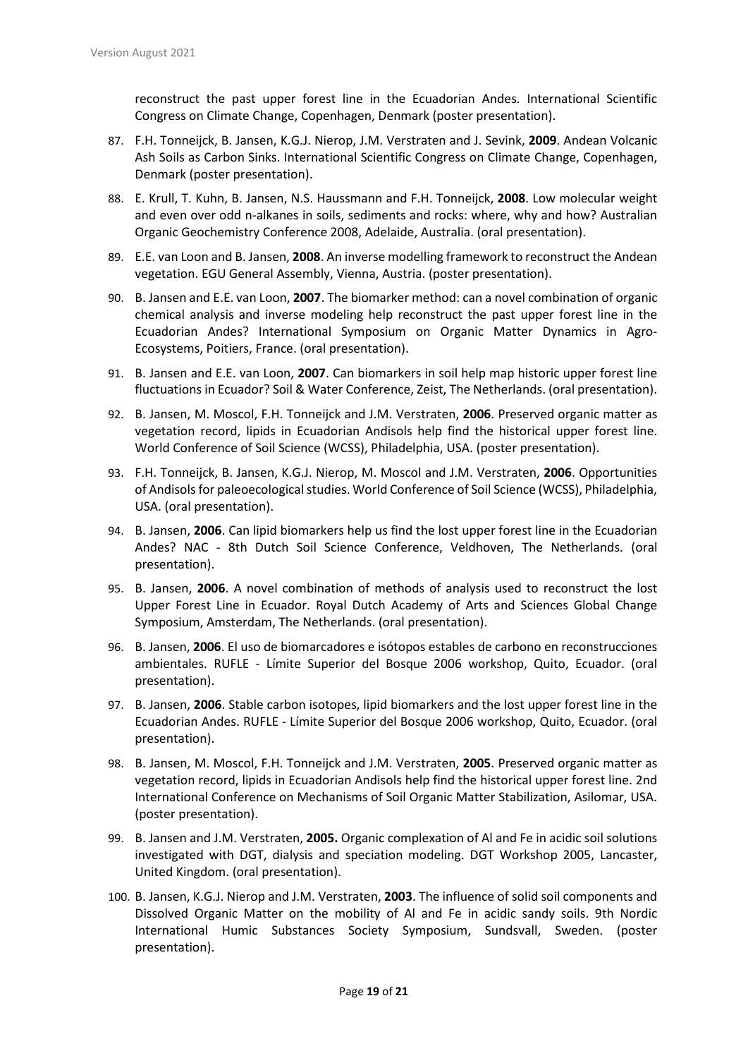reconstruct the past upper forest line in the Ecuadorian Andes. International Scientific Congress on Climate Change, Copenhagen, Denmark (poster presentation).

87. F.H. Tonneijck, B. Jansen, K.G.J. Nierop, J.M. Verstraten and J. Sevink, **2009**. Andean Volcanic Ash Soils as Carbon Sinks. International Scientific Congress on Climate Change, Copenhagen, Denmark (poster presentation).
88. E. Krull, T. Kuhn, B. Jansen, N.S. Haussmann and F.H. Tonneijck, **2008**. Low molecular weight and even over odd n-alkanes in soils, sediments and rocks: where, why and how? Australian Organic Geochemistry Conference 2008, Adelaide, Australia. (oral presentation).
89. E.E. van Loon and B. Jansen, **2008**. An inverse modelling framework to reconstruct the Andean vegetation. EGU General Assembly, Vienna, Austria. (poster presentation).
90. B. Jansen and E.E. van Loon, **2007**. The biomarker method: can a novel combination of organic chemical analysis and inverse modeling help reconstruct the past upper forest line in the Ecuadorian Andes? International Symposium on Organic Matter Dynamics in Agro-Ecosystems, Poitiers, France. (oral presentation).
91. B. Jansen and E.E. van Loon, **2007**. Can biomarkers in soil help map historic upper forest line fluctuations in Ecuador? Soil & Water Conference, Zeist, The Netherlands. (oral presentation).
92. B. Jansen, M. Moscol, F.H. Tonneijck and J.M. Verstraten, **2006**. Preserved organic matter as vegetation record, lipids in Ecuadorian Andisols help find the historical upper forest line. World Conference of Soil Science (WCSS), Philadelphia, USA. (poster presentation).
93. F.H. Tonneijck, B. Jansen, K.G.J. Nierop, M. Moscol and J.M. Verstraten, **2006**. Opportunities of Andisols for paleoecological studies. World Conference of Soil Science (WCSS), Philadelphia, USA. (oral presentation).
94. B. Jansen, **2006**. Can lipid biomarkers help us find the lost upper forest line in the Ecuadorian Andes? NAC - 8th Dutch Soil Science Conference, Veldhoven, The Netherlands. (oral presentation).
95. B. Jansen, **2006**. A novel combination of methods of analysis used to reconstruct the lost Upper Forest Line in Ecuador. Royal Dutch Academy of Arts and Sciences Global Change Symposium, Amsterdam, The Netherlands. (oral presentation).
96. B. Jansen, **2006**. El uso de biomarcadores e isótopos estables de carbono en reconstrucciones ambientales. RUFLE - Límite Superior del Bosque 2006 workshop, Quito, Ecuador. (oral presentation).
97. B. Jansen, **2006**. Stable carbon isotopes, lipid biomarkers and the lost upper forest line in the Ecuadorian Andes. RUFLE - Límite Superior del Bosque 2006 workshop, Quito, Ecuador. (oral presentation).
98. B. Jansen, M. Moscol, F.H. Tonneijck and J.M. Verstraten, **2005**. Preserved organic matter as vegetation record, lipids in Ecuadorian Andisols help find the historical upper forest line. 2nd International Conference on Mechanisms of Soil Organic Matter Stabilization, Asilomar, USA. (poster presentation).
99. B. Jansen and J.M. Verstraten, **2005.** Organic complexation of Al and Fe in acidic soil solutions investigated with DGT, dialysis and speciation modeling. DGT Workshop 2005, Lancaster, United Kingdom. (oral presentation).
100. B. Jansen, K.G.J. Nierop and J.M. Verstraten, **2003**. The influence of solid soil components and Dissolved Organic Matter on the mobility of Al and Fe in acidic sandy soils. 9th Nordic International Humic Substances Society Symposium, Sundsvall, Sweden. (poster presentation).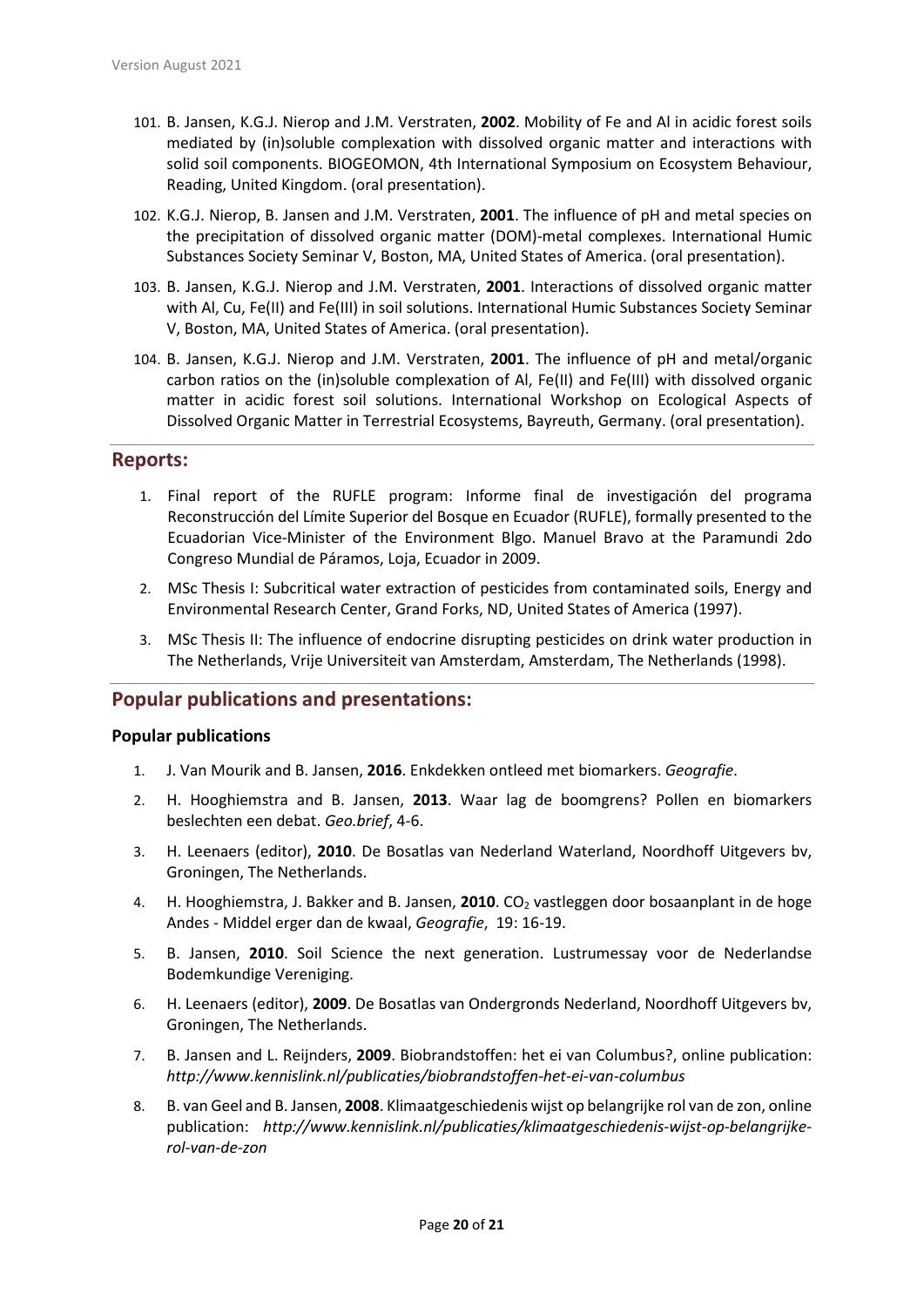101. B. Jansen, K.G.J. Nierop and J.M. Verstraten, **2002**. Mobility of Fe and Al in acidic forest soils mediated by (in)soluble complexation with dissolved organic matter and interactions with solid soil components. BIOGEOMON, 4th International Symposium on Ecosystem Behaviour, Reading, United Kingdom. (oral presentation).
102. K.G.J. Nierop, B. Jansen and J.M. Verstraten, **2001**. The influence of pH and metal species on the precipitation of dissolved organic matter (DOM)-metal complexes. International Humic Substances Society Seminar V, Boston, MA, United States of America. (oral presentation).
103. B. Jansen, K.G.J. Nierop and J.M. Verstraten, **2001**. Interactions of dissolved organic matter with Al, Cu, Fe(II) and Fe(III) in soil solutions. International Humic Substances Society Seminar V, Boston, MA, United States of America. (oral presentation).
104. B. Jansen, K.G.J. Nierop and J.M. Verstraten, **2001**. The influence of pH and metal/organic carbon ratios on the (in)soluble complexation of Al, Fe(II) and Fe(III) with dissolved organic matter in acidic forest soil solutions. International Workshop on Ecological Aspects of Dissolved Organic Matter in Terrestrial Ecosystems, Bayreuth, Germany. (oral presentation).

## Reports:

1. Final report of the RUFLE program: Informe final de investigación del programa Reconstrucción del Límite Superior del Bosque en Ecuador (RUFLE), formally presented to the Ecuadorian Vice-Minister of the Environment Blgo. Manuel Bravo at the Paramundi 2do Congreso Mundial de Páramos, Loja, Ecuador in 2009.
2. MSc Thesis I: Subcritical water extraction of pesticides from contaminated soils, Energy and Environmental Research Center, Grand Forks, ND, United States of America (1997).
3. MSc Thesis II: The influence of endocrine disrupting pesticides on drink water production in The Netherlands, Vrije Universiteit van Amsterdam, Amsterdam, The Netherlands (1998).

## Popular publications and presentations:

### Popular publications

1. J. Van Mourik and B. Jansen, **2016**. Enkdekken ontleed met biomarkers. *Geografie*.
2. H. Hooghiemstra and B. Jansen, **2013**. Waar lag de boomgrens? Pollen en biomarkers beslechten een debat. *Geo.brief*, 4-6.
3. H. Leenaers (editor), **2010**. De Bosatlas van Nederland Waterland, Noordhoff Uitgevers bv, Groningen, The Netherlands.
4. H. Hooghiemstra, J. Bakker and B. Jansen, **2010**. $CO_2$ vastleggen door bosaanplant in de hoge Andes - Middel erger dan de kwaal, *Geografie*, 19: 16-19.
5. B. Jansen, **2010**. Soil Science the next generation. Lustrumessay voor de Nederlandse Bodemkundige Vereniging.
6. H. Leenaers (editor), **2009**. De Bosatlas van Ondergronds Nederland, Noordhoff Uitgevers bv, Groningen, The Netherlands.
7. B. Jansen and L. Reijnders, **2009**. Biobrandstoffen: het ei van Columbus?, online publication: *http://www.kennislink.nl/publicaties/biobrandstoffen-het-ei-van-columbus*
8. B. van Geel and B. Jansen, **2008**. Klimaatgeschiedenis wijst op belangrijke rol van de zon, online publication: *http://www.kennislink.nl/publicaties/klimaatgeschiedenis-wijst-op-belangrijke-rol-van-de-zon*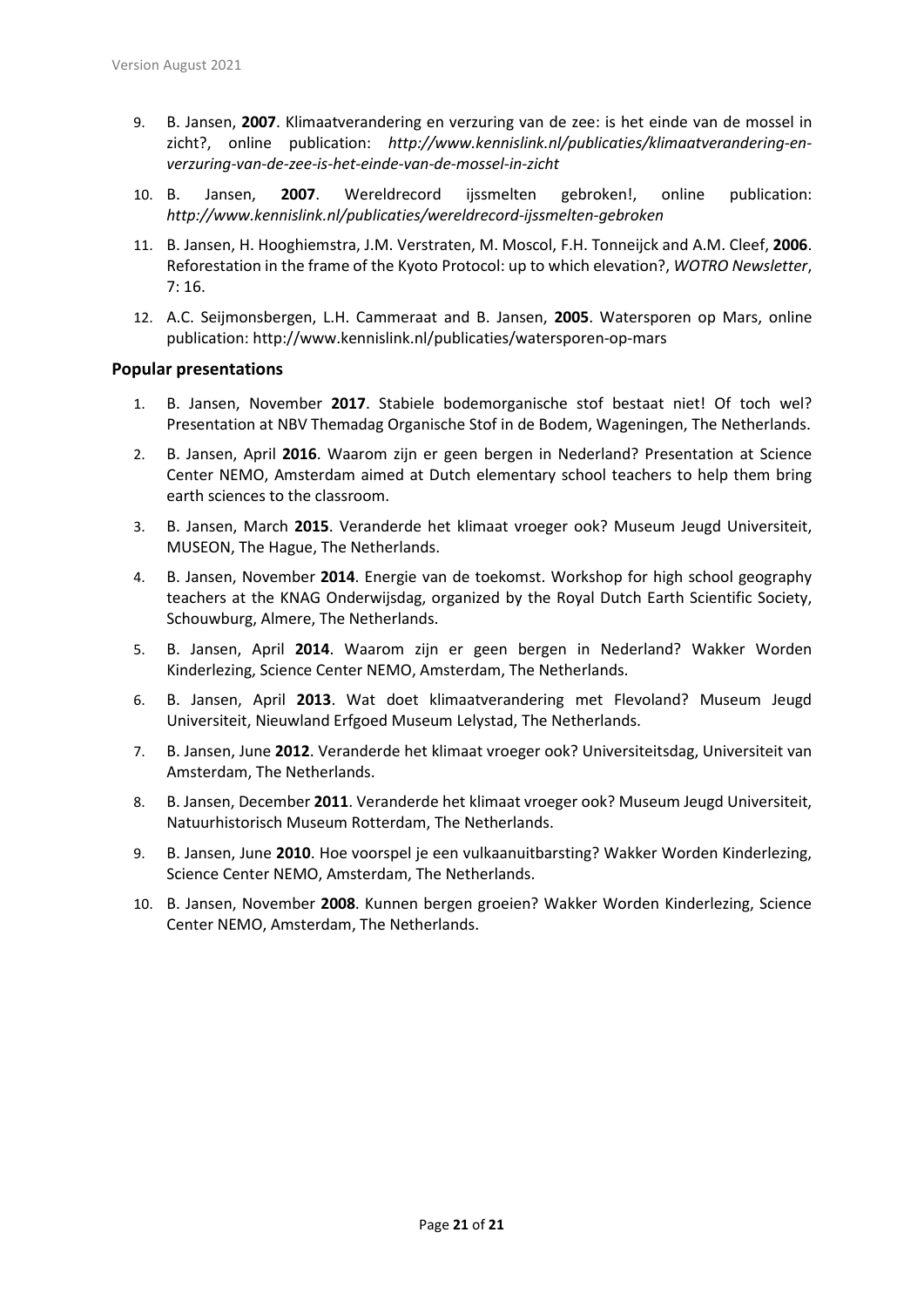9. B. Jansen, **2007**. Klimaatverandering en verzuring van de zee: is het einde van de mossel in zicht?, online publication: *http://www.kennislink.nl/publicaties/klimaatverandering-en-verzuring-van-de-zee-is-het-einde-van-de-mossel-in-zicht*
10. B. Jansen, **2007**. Wereldrecord ijssmelten gebroken!, online publication: *http://www.kennislink.nl/publicaties/wereldrecord-ijssmelten-gebroken*
11. B. Jansen, H. Hooghiemstra, J.M. Verstraten, M. Moscol, F.H. Tonneijck and A.M. Cleef, **2006**. Reforestation in the frame of the Kyoto Protocol: up to which elevation?, *WOTRO Newsletter*, 7: 16.
12. A.C. Seijmonsbergen, L.H. Cammeraat and B. Jansen, **2005**. Watersporen op Mars, online publication: http://www.kennislink.nl/publicaties/watersporen-op-mars

### Popular presentations

1. B. Jansen, November **2017**. Stabiele bodemorganische stof bestaat niet! Of toch wel? Presentation at NBV Themadag Organische Stof in de Bodem, Wageningen, The Netherlands.
2. B. Jansen, April **2016**. Waarom zijn er geen bergen in Nederland? Presentation at Science Center NEMO, Amsterdam aimed at Dutch elementary school teachers to help them bring earth sciences to the classroom.
3. B. Jansen, March **2015**. Veranderde het klimaat vroeger ook? Museum Jeugd Universiteit, MUSEON, The Hague, The Netherlands.
4. B. Jansen, November **2014**. Energie van de toekomst. Workshop for high school geography teachers at the KNAG Onderwijsdag, organized by the Royal Dutch Earth Scientific Society, Schouwburg, Almere, The Netherlands.
5. B. Jansen, April **2014**. Waarom zijn er geen bergen in Nederland? Wakker Worden Kinderlezing, Science Center NEMO, Amsterdam, The Netherlands.
6. B. Jansen, April **2013**. Wat doet klimaatverandering met Flevoland? Museum Jeugd Universiteit, Nieuwland Erfgoed Museum Lelystad, The Netherlands.
7. B. Jansen, June **2012**. Veranderde het klimaat vroeger ook? Universiteitsdag, Universiteit van Amsterdam, The Netherlands.
8. B. Jansen, December **2011**. Veranderde het klimaat vroeger ook? Museum Jeugd Universiteit, Natuurhistorisch Museum Rotterdam, The Netherlands.
9. B. Jansen, June **2010**. Hoe voorspel je een vulkaanuitbarsting? Wakker Worden Kinderlezing, Science Center NEMO, Amsterdam, The Netherlands.
10. B. Jansen, November **2008**. Kunnen bergen groeien? Wakker Worden Kinderlezing, Science Center NEMO, Amsterdam, The Netherlands.